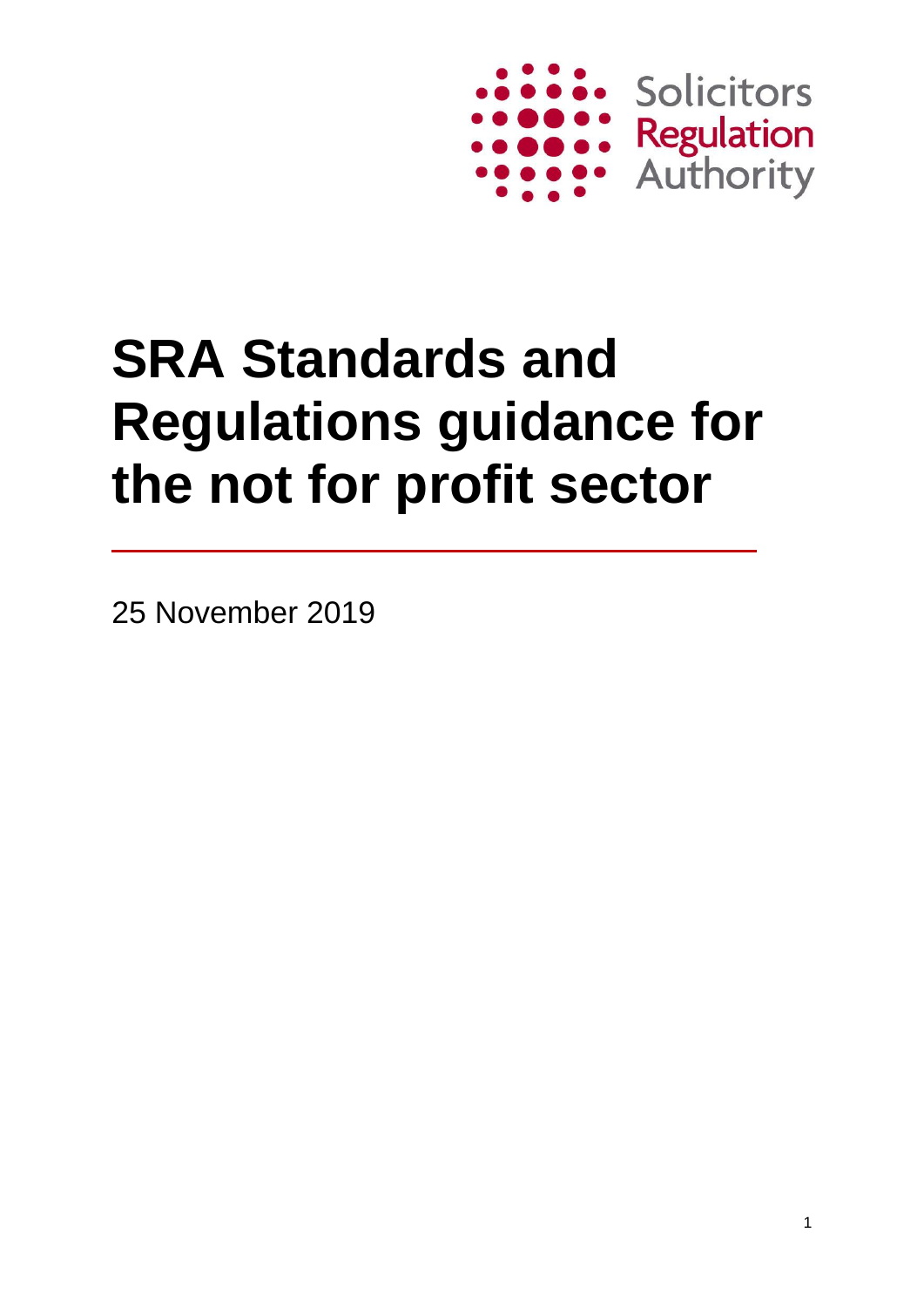Solicitors Regulation Authority

# SRA Standards and Regulations guidance for the not for profit sector

25 November 2019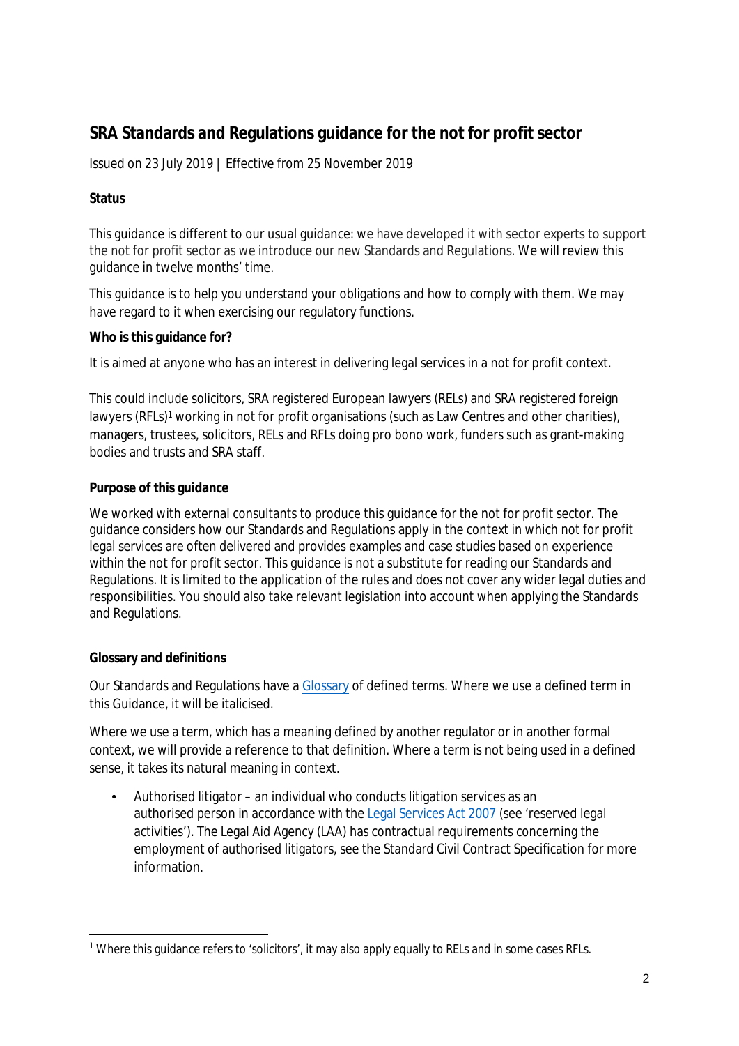# SRA Standards and Regulations guidance for the not for profit sector

Issued on 23 July 2019 | Effective from 25 November 2019

**Status**

This guidance is different to our usual guidance: we have developed it with sector experts to support the not for profit sector as we introduce our new Standards and Regulations. We will review this guidance in twelve months' time.

This guidance is to help you understand your obligations and how to comply with them. We may have regard to it when exercising our regulatory functions.

**Who is this guidance for?**

It is aimed at anyone who has an interest in delivering legal services in a not for profit context.

This could include solicitors, SRA registered European lawyers (RELs) and SRA registered foreign lawyers (RFLs)[1] working in not for profit organisations (such as Law Centres and other charities), managers, trustees, solicitors, RELs and RFLs doing pro bono work, funders such as grant-making bodies and trusts and SRA staff.

**Purpose of this guidance**

We worked with external consultants to produce this guidance for the not for profit sector. The guidance considers how our Standards and Regulations apply in the context in which not for profit legal services are often delivered and provides examples and case studies based on experience within the not for profit sector. This guidance is not a substitute for reading our Standards and Regulations. It is limited to the application of the rules and does not cover any wider legal duties and responsibilities. You should also take relevant legislation into account when applying the Standards and Regulations.

**Glossary and definitions**

Our Standards and Regulations have a Glossary of defined terms. Where we use a defined term in this Guidance, it will be italicised.

Where we use a term, which has a meaning defined by another regulator or in another formal context, we will provide a reference to that definition. Where a term is not being used in a defined sense, it takes its natural meaning in context.

- Authorised litigator – an individual who conducts litigation services as an authorised person in accordance with the Legal Services Act 2007 (see 'reserved legal activities'). The Legal Aid Agency (LAA) has contractual requirements concerning the employment of authorised litigators, see the Standard Civil Contract Specification for more information.

[1] Where this guidance refers to 'solicitors', it may also apply equally to RELs and in some cases RFLs.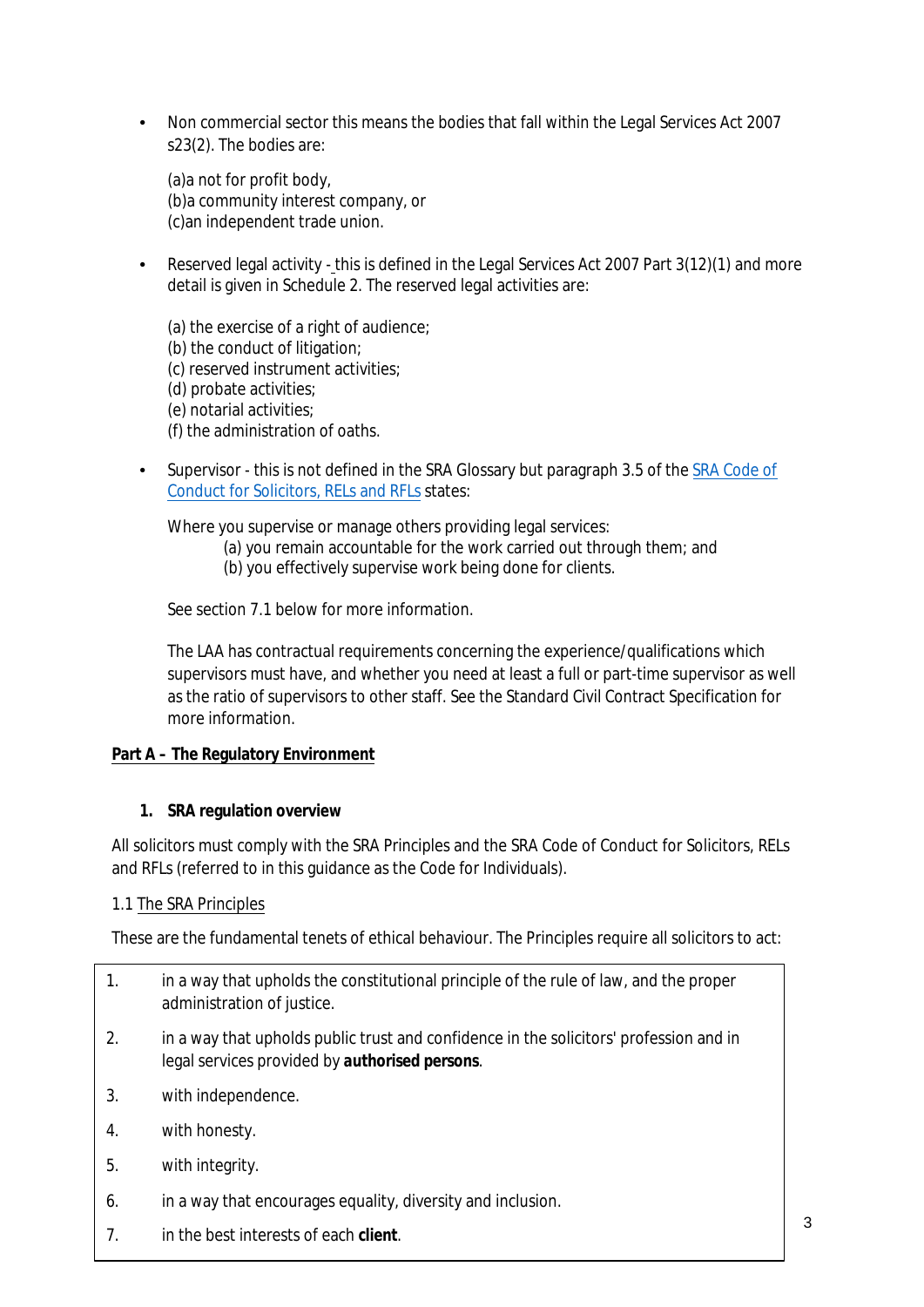- Non commercial sector this means the bodies that fall within the Legal Services Act 2007 s23(2). The bodies are:

  (a)a not for profit body,
  (b)a community interest company, or
  (c)an independent trade union.

- Reserved legal activity - this is defined in the Legal Services Act 2007 Part 3(12)(1) and more detail is given in Schedule 2. The reserved legal activities are:

  (a) the exercise of a right of audience;
  (b) the conduct of litigation;
  (c) reserved instrument activities;
  (d) probate activities;
  (e) notarial activities;
  (f) the administration of oaths.

- Supervisor - this is not defined in the SRA Glossary but paragraph 3.5 of the SRA Code of Conduct for Solicitors, RELs and RFLs states:

  Where you supervise or manage others providing legal services:
  (a) you remain accountable for the work carried out through them; and
  (b) you effectively supervise work being done for clients.

  See section 7.1 below for more information.

  The LAA has contractual requirements concerning the experience/qualifications which supervisors must have, and whether you need at least a full or part-time supervisor as well as the ratio of supervisors to other staff. See the Standard Civil Contract Specification for more information.

## Part A – The Regulatory Environment

### 1. SRA regulation overview

All solicitors must comply with the SRA Principles and the SRA Code of Conduct for Solicitors, RELs and RFLs (referred to in this guidance as the Code for Individuals).

1.1 The SRA Principles

These are the fundamental tenets of ethical behaviour. The Principles require all solicitors to act:

1. in a way that upholds the constitutional principle of the rule of law, and the proper administration of justice.
2. in a way that upholds public trust and confidence in the solicitors' profession and in legal services provided by **authorised persons**.
3. with independence.
4. with honesty.
5. with integrity.
6. in a way that encourages equality, diversity and inclusion.
7. in the best interests of each **client**.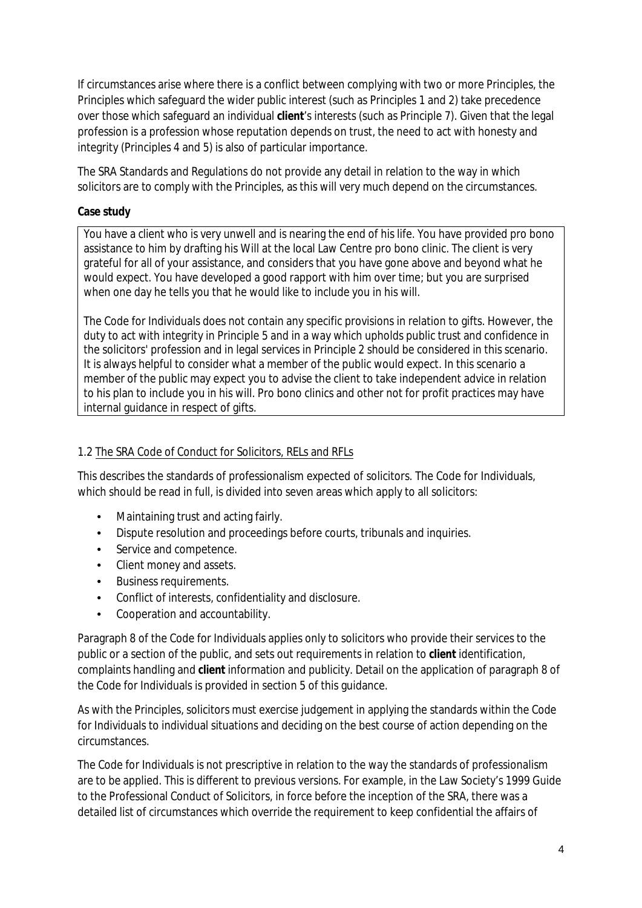If circumstances arise where there is a conflict between complying with two or more Principles, the Principles which safeguard the wider public interest (such as Principles 1 and 2) take precedence over those which safeguard an individual **client**'s interests (such as Principle 7). Given that the legal profession is a profession whose reputation depends on trust, the need to act with honesty and integrity (Principles 4 and 5) is also of particular importance.

The SRA Standards and Regulations do not provide any detail in relation to the way in which solicitors are to comply with the Principles, as this will very much depend on the circumstances.

**Case study**

> You have a client who is very unwell and is nearing the end of his life. You have provided pro bono assistance to him by drafting his Will at the local Law Centre pro bono clinic. The client is very grateful for all of your assistance, and considers that you have gone above and beyond what he would expect. You have developed a good rapport with him over time; but you are surprised when one day he tells you that he would like to include you in his will.
>
> The Code for Individuals does not contain any specific provisions in relation to gifts. However, the duty to act with integrity in Principle 5 and in a way which upholds public trust and confidence in the solicitors' profession and in legal services in Principle 2 should be considered in this scenario. It is always helpful to consider what a member of the public would expect. In this scenario a member of the public may expect you to advise the client to take independent advice in relation to his plan to include you in his will. Pro bono clinics and other not for profit practices may have internal guidance in respect of gifts.

### 1.2 The SRA Code of Conduct for Solicitors, RELs and RFLs

This describes the standards of professionalism expected of solicitors. The Code for Individuals, which should be read in full, is divided into seven areas which apply to all solicitors:

- Maintaining trust and acting fairly.
- Dispute resolution and proceedings before courts, tribunals and inquiries.
- Service and competence.
- Client money and assets.
- Business requirements.
- Conflict of interests, confidentiality and disclosure.
- Cooperation and accountability.

Paragraph 8 of the Code for Individuals applies only to solicitors who provide their services to the public or a section of the public, and sets out requirements in relation to **client** identification, complaints handling and **client** information and publicity. Detail on the application of paragraph 8 of the Code for Individuals is provided in section 5 of this guidance.

As with the Principles, solicitors must exercise judgement in applying the standards within the Code for Individuals to individual situations and deciding on the best course of action depending on the circumstances.

The Code for Individuals is not prescriptive in relation to the way the standards of professionalism are to be applied. This is different to previous versions. For example, in the Law Society's 1999 Guide to the Professional Conduct of Solicitors, in force before the inception of the SRA, there was a detailed list of circumstances which override the requirement to keep confidential the affairs of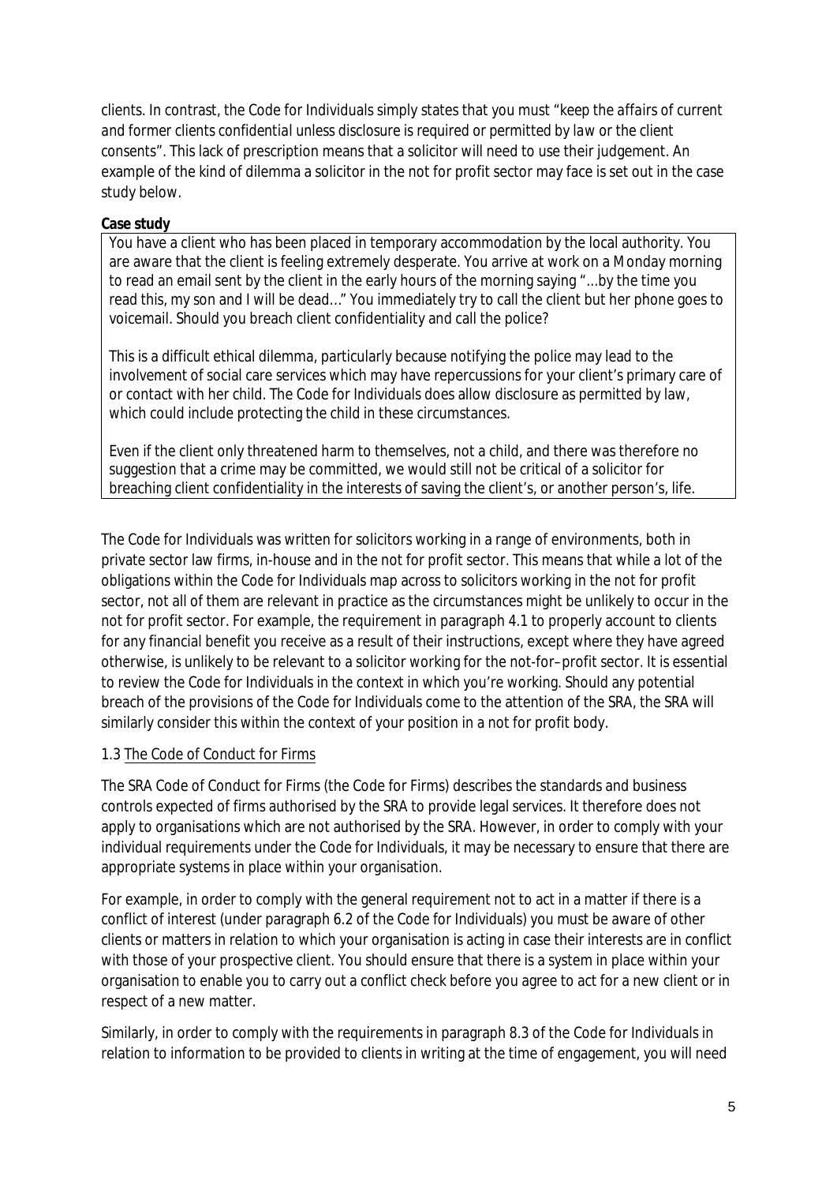clients. In contrast, the Code for Individuals simply states that you must "*keep the affairs of current and former clients confidential unless disclosure is required or permitted by law or the client consents*". This lack of prescription means that a solicitor will need to use their judgement. An example of the kind of dilemma a solicitor in the not for profit sector may face is set out in the case study below.

**Case study**

> You have a client who has been placed in temporary accommodation by the local authority. You are aware that the client is feeling extremely desperate. You arrive at work on a Monday morning to read an email sent by the client in the early hours of the morning saying "…by the time you read this, my son and I will be dead…" You immediately try to call the client but her phone goes to voicemail. Should you breach client confidentiality and call the police?
>
> This is a difficult ethical dilemma, particularly because notifying the police may lead to the involvement of social care services which may have repercussions for your client's primary care of or contact with her child. The Code for Individuals does allow disclosure as permitted by law, which could include protecting the child in these circumstances.
>
> Even if the client only threatened harm to themselves, not a child, and there was therefore no suggestion that a crime may be committed, we would still not be critical of a solicitor for breaching client confidentiality in the interests of saving the client's, or another person's, life.

The Code for Individuals was written for solicitors working in a range of environments, both in private sector law firms, in-house and in the not for profit sector. This means that while a lot of the obligations within the Code for Individuals map across to solicitors working in the not for profit sector, not all of them are relevant in practice as the circumstances might be unlikely to occur in the not for profit sector. For example, the requirement in paragraph 4.1 to properly account to clients for any financial benefit you receive as a result of their instructions, except where they have agreed otherwise, is unlikely to be relevant to a solicitor working for the not-for–profit sector. It is essential to review the Code for Individuals in the context in which you're working. Should any potential breach of the provisions of the Code for Individuals come to the attention of the SRA, the SRA will similarly consider this within the context of your position in a not for profit body.

### 1.3 The Code of Conduct for Firms

The SRA Code of Conduct for Firms (the Code for Firms) describes the standards and business controls expected of firms authorised by the SRA to provide legal services. It therefore does not apply to organisations which are not authorised by the SRA. However, in order to comply with your individual requirements under the Code for Individuals, it may be necessary to ensure that there are appropriate systems in place within your organisation.

For example, in order to comply with the general requirement not to act in a matter if there is a conflict of interest (under paragraph 6.2 of the Code for Individuals) you must be aware of other clients or matters in relation to which your organisation is acting in case their interests are in conflict with those of your prospective client. You should ensure that there is a system in place within your organisation to enable you to carry out a conflict check before you agree to act for a new client or in respect of a new matter.

Similarly, in order to comply with the requirements in paragraph 8.3 of the Code for Individuals in relation to information to be provided to clients in writing at the time of engagement, you will need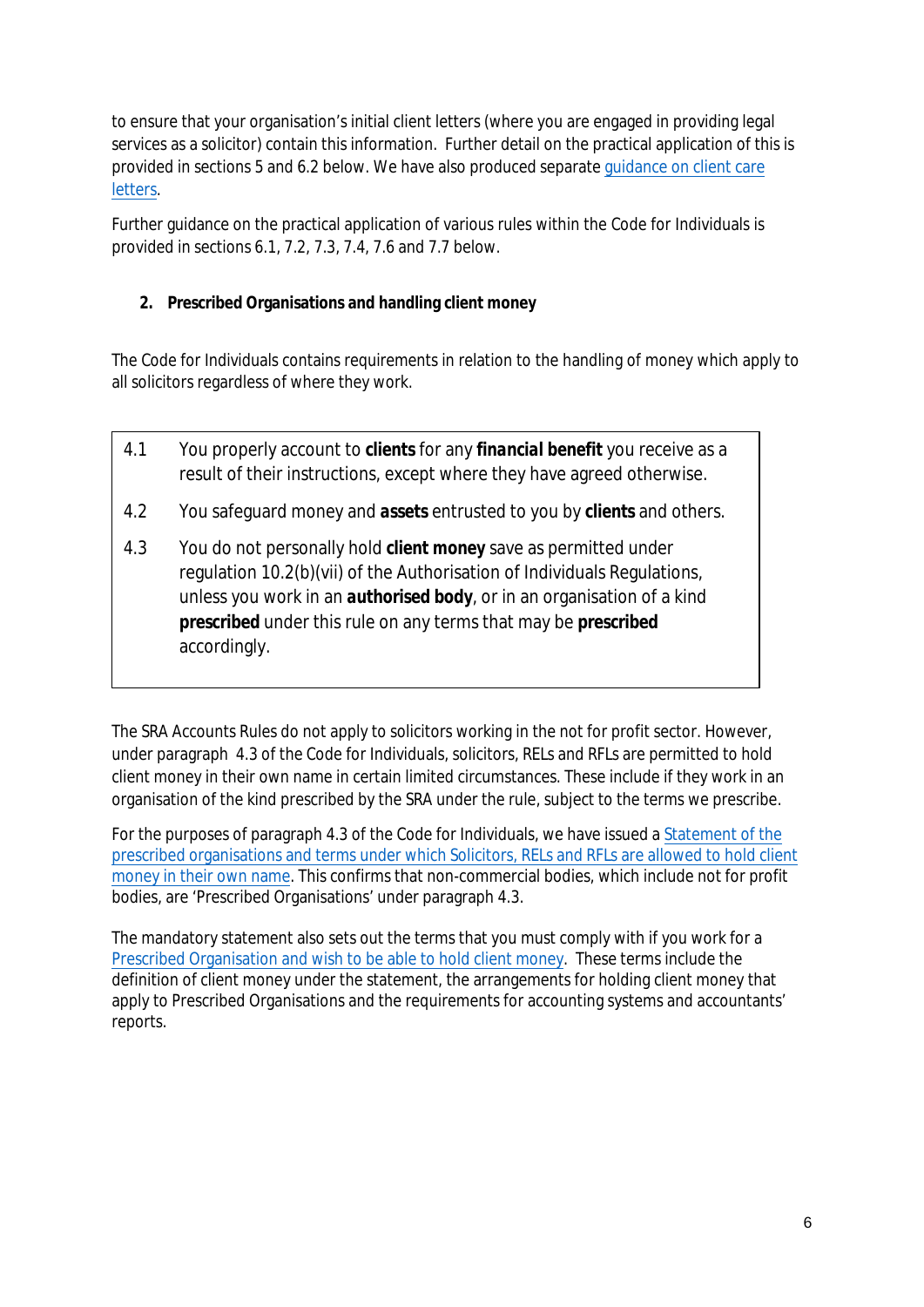to ensure that your organisation's initial client letters (where you are engaged in providing legal services as a solicitor) contain this information. Further detail on the practical application of this is provided in sections 5 and 6.2 below. We have also produced separate guidance on client care letters.

Further guidance on the practical application of various rules within the Code for Individuals is provided in sections 6.1, 7.2, 7.3, 7.4, 7.6 and 7.7 below.

## 2. Prescribed Organisations and handling client money

The Code for Individuals contains requirements in relation to the handling of money which apply to all solicitors regardless of where they work.

> 4.1 You properly account to **clients** for any **financial benefit** you receive as a result of their instructions, except where they have agreed otherwise.
>
> 4.2 You safeguard money and **assets** entrusted to you by **clients** and others.
>
> 4.3 You do not personally hold **client money** save as permitted under regulation 10.2(b)(vii) of the Authorisation of Individuals Regulations, unless you work in an **authorised body**, or in an organisation of a kind **prescribed** under this rule on any terms that may be **prescribed** accordingly.

The SRA Accounts Rules do not apply to solicitors working in the not for profit sector. However, under paragraph 4.3 of the Code for Individuals, solicitors, RELs and RFLs are permitted to hold client money in their own name in certain limited circumstances. These include if they work in an organisation of the kind prescribed by the SRA under the rule, subject to the terms we prescribe.

For the purposes of paragraph 4.3 of the Code for Individuals, we have issued a Statement of the prescribed organisations and terms under which Solicitors, RELs and RFLs are allowed to hold client money in their own name. This confirms that non-commercial bodies, which include not for profit bodies, are 'Prescribed Organisations' under paragraph 4.3.

The mandatory statement also sets out the terms that you must comply with if you work for a Prescribed Organisation and wish to be able to hold client money. These terms include the definition of client money under the statement, the arrangements for holding client money that apply to Prescribed Organisations and the requirements for accounting systems and accountants' reports.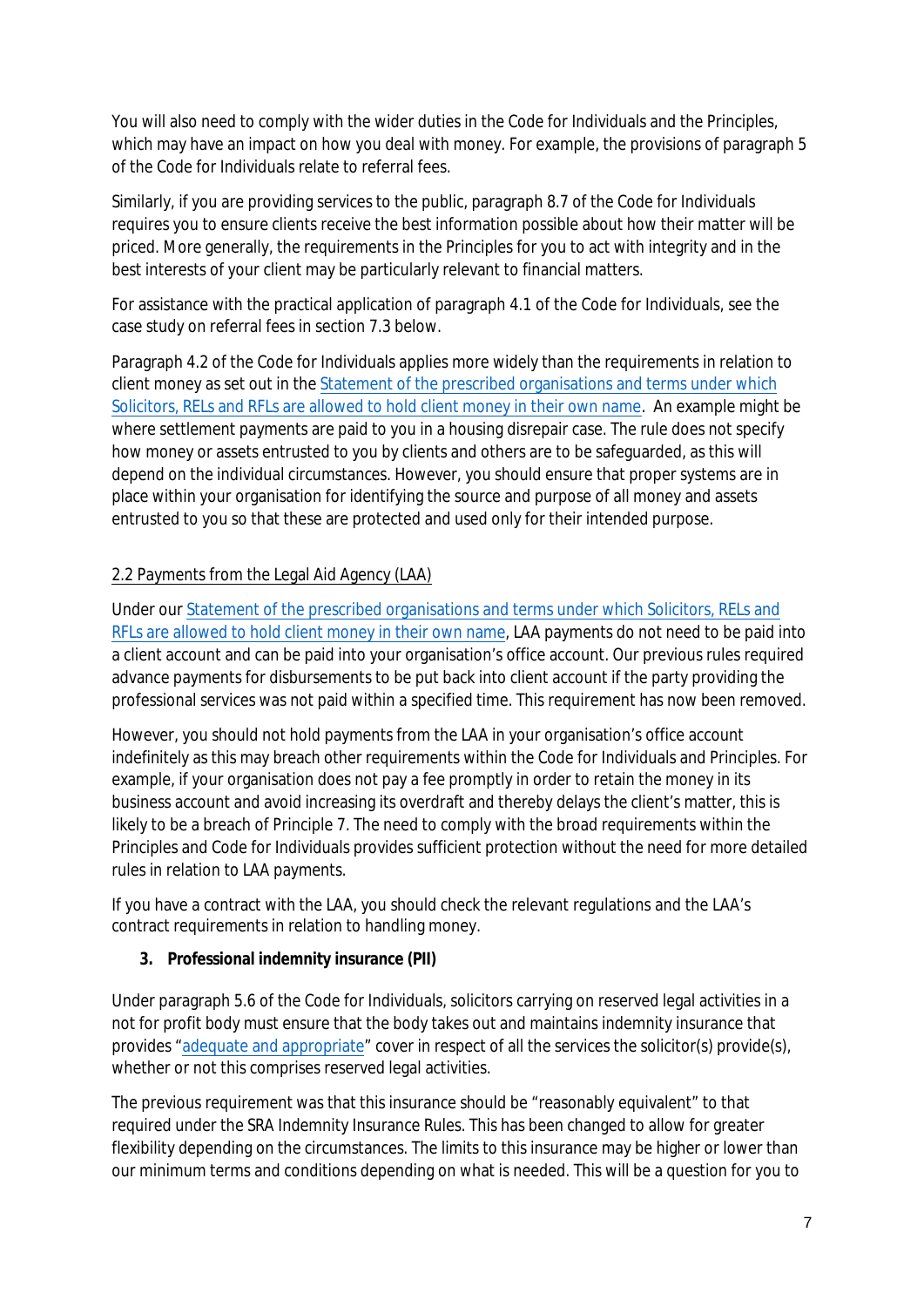You will also need to comply with the wider duties in the Code for Individuals and the Principles, which may have an impact on how you deal with money. For example, the provisions of paragraph 5 of the Code for Individuals relate to referral fees.

Similarly, if you are providing services to the public, paragraph 8.7 of the Code for Individuals requires you to ensure clients receive the best information possible about how their matter will be priced. More generally, the requirements in the Principles for you to act with integrity and in the best interests of your client may be particularly relevant to financial matters.

For assistance with the practical application of paragraph 4.1 of the Code for Individuals, see the case study on referral fees in section 7.3 below.

Paragraph 4.2 of the Code for Individuals applies more widely than the requirements in relation to client money as set out in the Statement of the prescribed organisations and terms under which Solicitors, RELs and RFLs are allowed to hold client money in their own name. An example might be where settlement payments are paid to you in a housing disrepair case. The rule does not specify how money or assets entrusted to you by clients and others are to be safeguarded, as this will depend on the individual circumstances. However, you should ensure that proper systems are in place within your organisation for identifying the source and purpose of all money and assets entrusted to you so that these are protected and used only for their intended purpose.

## 2.2 Payments from the Legal Aid Agency (LAA)

Under our Statement of the prescribed organisations and terms under which Solicitors, RELs and RFLs are allowed to hold client money in their own name, LAA payments do not need to be paid into a client account and can be paid into your organisation's office account. Our previous rules required advance payments for disbursements to be put back into client account if the party providing the professional services was not paid within a specified time. This requirement has now been removed.

However, you should not hold payments from the LAA in your organisation's office account indefinitely as this may breach other requirements within the Code for Individuals and Principles. For example, if your organisation does not pay a fee promptly in order to retain the money in its business account and avoid increasing its overdraft and thereby delays the client's matter, this is likely to be a breach of Principle 7. The need to comply with the broad requirements within the Principles and Code for Individuals provides sufficient protection without the need for more detailed rules in relation to LAA payments.

If you have a contract with the LAA, you should check the relevant regulations and the LAA's contract requirements in relation to handling money.

## 3. Professional indemnity insurance (PII)

Under paragraph 5.6 of the Code for Individuals, solicitors carrying on reserved legal activities in a not for profit body must ensure that the body takes out and maintains indemnity insurance that provides "adequate and appropriate" cover in respect of all the services the solicitor(s) provide(s), whether or not this comprises reserved legal activities.

The previous requirement was that this insurance should be "reasonably equivalent" to that required under the SRA Indemnity Insurance Rules. This has been changed to allow for greater flexibility depending on the circumstances. The limits to this insurance may be higher or lower than our minimum terms and conditions depending on what is needed. This will be a question for you to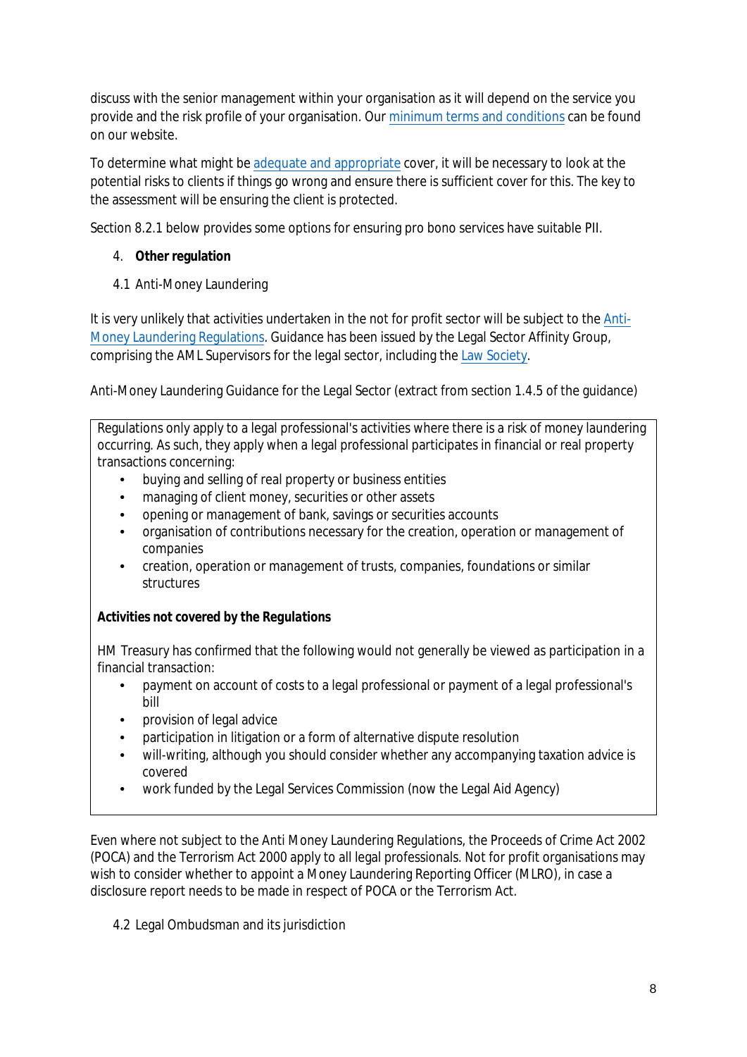discuss with the senior management within your organisation as it will depend on the service you provide and the risk profile of your organisation. Our minimum terms and conditions can be found on our website.

To determine what might be adequate and appropriate cover, it will be necessary to look at the potential risks to clients if things go wrong and ensure there is sufficient cover for this. The key to the assessment will be ensuring the client is protected.

Section 8.2.1 below provides some options for ensuring pro bono services have suitable PII.

## 4. Other regulation

### 4.1 Anti-Money Laundering

It is very unlikely that activities undertaken in the not for profit sector will be subject to the Anti-Money Laundering Regulations. Guidance has been issued by the Legal Sector Affinity Group, comprising the AML Supervisors for the legal sector, including the Law Society.

Anti-Money Laundering Guidance for the Legal Sector (extract from section 1.4.5 of the guidance)

> Regulations only apply to a legal professional's activities where there is a risk of money laundering occurring. As such, they apply when a legal professional participates in financial or real property transactions concerning:
>
> - buying and selling of real property or business entities
> - managing of client money, securities or other assets
> - opening or management of bank, savings or securities accounts
> - organisation of contributions necessary for the creation, operation or management of companies
> - creation, operation or management of trusts, companies, foundations or similar structures
>
> **Activities not covered by the Regulations**
>
> HM Treasury has confirmed that the following would not generally be viewed as participation in a financial transaction:
>
> - payment on account of costs to a legal professional or payment of a legal professional's bill
> - provision of legal advice
> - participation in litigation or a form of alternative dispute resolution
> - will-writing, although you should consider whether any accompanying taxation advice is covered
> - work funded by the Legal Services Commission (now the Legal Aid Agency)

Even where not subject to the Anti Money Laundering Regulations, the Proceeds of Crime Act 2002 (POCA) and the Terrorism Act 2000 apply to all legal professionals. Not for profit organisations may wish to consider whether to appoint a Money Laundering Reporting Officer (MLRO), in case a disclosure report needs to be made in respect of POCA or the Terrorism Act.

### 4.2 Legal Ombudsman and its jurisdiction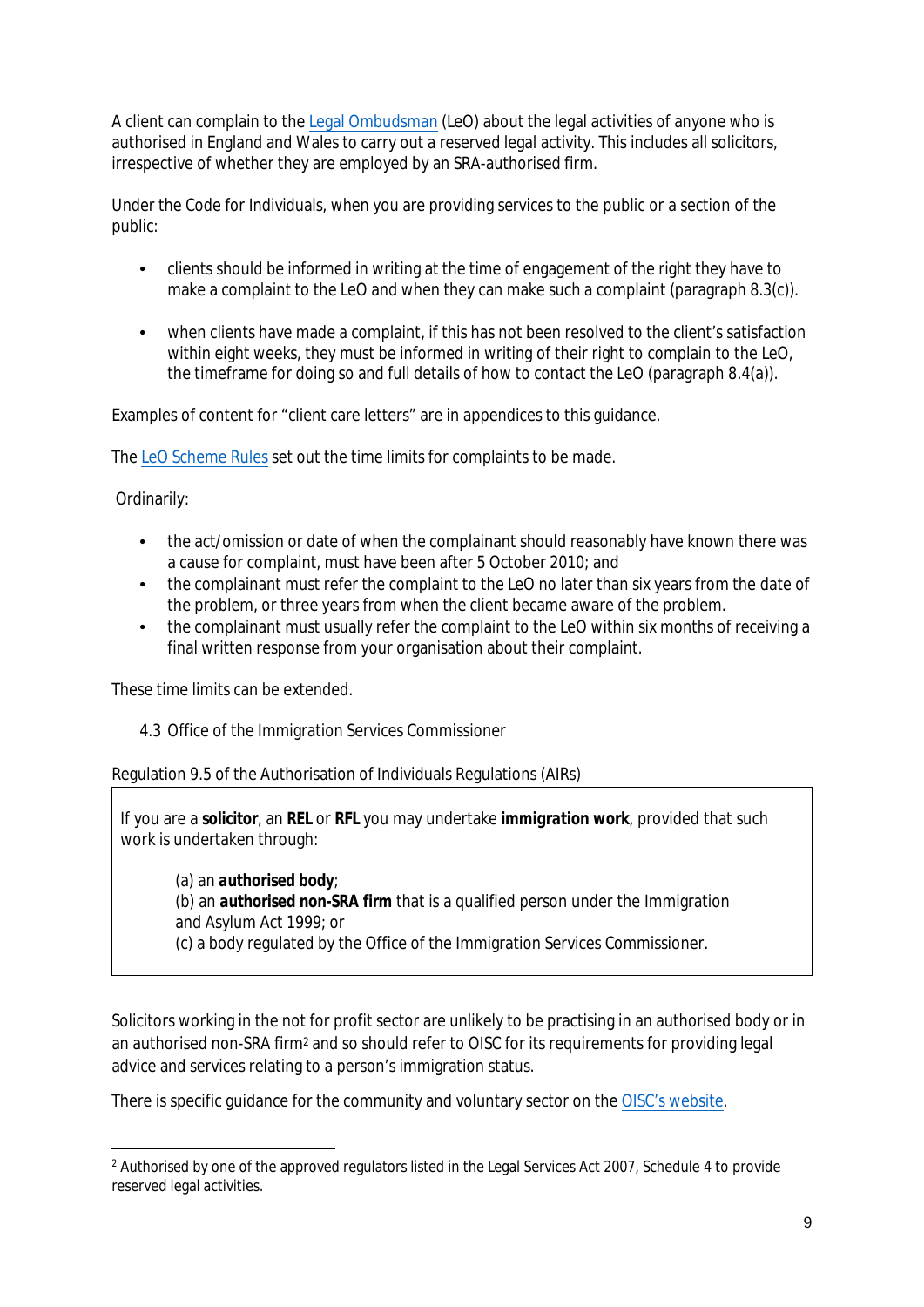A client can complain to the Legal Ombudsman (LeO) about the legal activities of anyone who is authorised in England and Wales to carry out a reserved legal activity. This includes all solicitors, irrespective of whether they are employed by an SRA-authorised firm.

Under the Code for Individuals, when you are providing services to the public or a section of the public:

- clients should be informed in writing at the time of engagement of the right they have to make a complaint to the LeO and when they can make such a complaint (paragraph 8.3(c)).

- when clients have made a complaint, if this has not been resolved to the client's satisfaction within eight weeks, they must be informed in writing of their right to complain to the LeO, the timeframe for doing so and full details of how to contact the LeO (paragraph 8.4(a)).

Examples of content for "client care letters" are in appendices to this guidance.

The LeO Scheme Rules set out the time limits for complaints to be made.

Ordinarily:

- the act/omission or date of when the complainant should reasonably have known there was a cause for complaint, must have been after 5 October 2010; and
- the complainant must refer the complaint to the LeO no later than six years from the date of the problem, or three years from when the client became aware of the problem.
- the complainant must usually refer the complaint to the LeO within six months of receiving a final written response from your organisation about their complaint.

These time limits can be extended.

### 4.3 Office of the Immigration Services Commissioner

Regulation 9.5 of the Authorisation of Individuals Regulations (AIRs)

> If you are a **solicitor**, an **REL** or **RFL** you may undertake **immigration work**, provided that such work is undertaken through:
>
> (a) an **authorised body**;
> (b) an **authorised non-SRA firm** that is a qualified person under the Immigration and Asylum Act 1999; or
> (c) a body regulated by the Office of the Immigration Services Commissioner.

Solicitors working in the not for profit sector are unlikely to be practising in an authorised body or in an authorised non-SRA firm[2] and so should refer to OISC for its requirements for providing legal advice and services relating to a person's immigration status.

There is specific guidance for the community and voluntary sector on the OISC's website.

[2] Authorised by one of the approved regulators listed in the Legal Services Act 2007, Schedule 4 to provide reserved legal activities.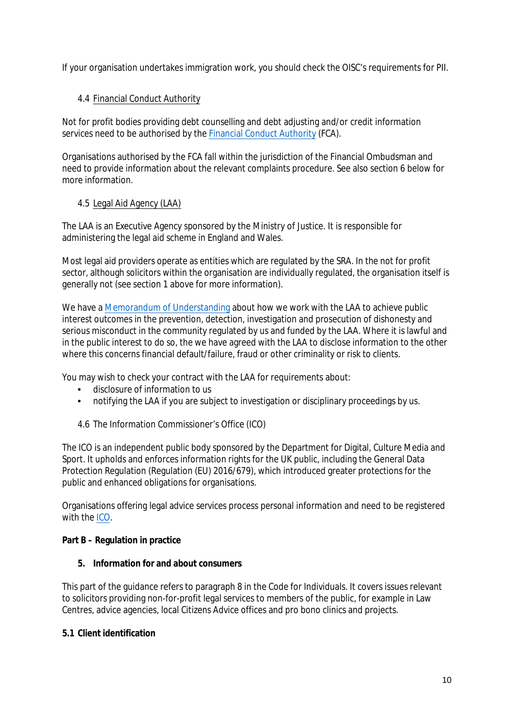If your organisation undertakes immigration work, you should check the OISC's requirements for PII.

### 4.4 Financial Conduct Authority

Not for profit bodies providing debt counselling and debt adjusting and/or credit information services need to be authorised by the Financial Conduct Authority (FCA).

Organisations authorised by the FCA fall within the jurisdiction of the Financial Ombudsman and need to provide information about the relevant complaints procedure. See also section 6 below for more information.

### 4.5 Legal Aid Agency (LAA)

The LAA is an Executive Agency sponsored by the Ministry of Justice. It is responsible for administering the legal aid scheme in England and Wales.

Most legal aid providers operate as entities which are regulated by the SRA. In the not for profit sector, although solicitors within the organisation are individually regulated, the organisation itself is generally not (see section 1 above for more information).

We have a Memorandum of Understanding about how we work with the LAA to achieve public interest outcomes in the prevention, detection, investigation and prosecution of dishonesty and serious misconduct in the community regulated by us and funded by the LAA. Where it is lawful and in the public interest to do so, the we have agreed with the LAA to disclose information to the other where this concerns financial default/failure, fraud or other criminality or risk to clients.

You may wish to check your contract with the LAA for requirements about:

- disclosure of information to us
- notifying the LAA if you are subject to investigation or disciplinary proceedings by us.

### 4.6 The Information Commissioner's Office (ICO)

The ICO is an independent public body sponsored by the Department for Digital, Culture Media and Sport. It upholds and enforces information rights for the UK public, including the General Data Protection Regulation (Regulation (EU) 2016/679), which introduced greater protections for the public and enhanced obligations for organisations.

Organisations offering legal advice services process personal information and need to be registered with the ICO.

## Part B – Regulation in practice

### 5. Information for and about consumers

This part of the guidance refers to paragraph 8 in the Code for Individuals. It covers issues relevant to solicitors providing non-for-profit legal services to members of the public, for example in Law Centres, advice agencies, local Citizens Advice offices and pro bono clinics and projects.

#### 5.1 Client identification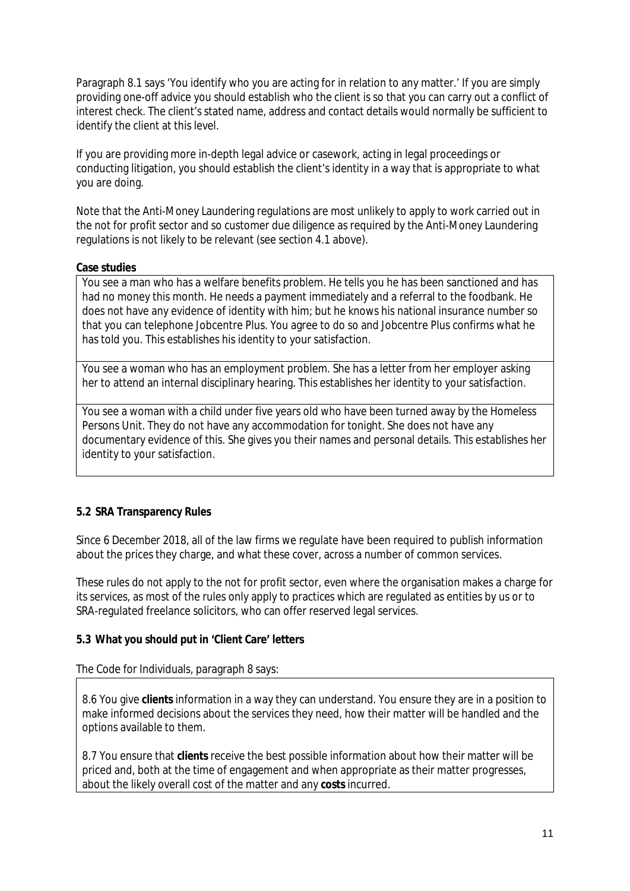Paragraph 8.1 says 'You identify who you are acting for in relation to any matter.' If you are simply providing one-off advice you should establish who the client is so that you can carry out a conflict of interest check. The client's stated name, address and contact details would normally be sufficient to identify the client at this level.

If you are providing more in-depth legal advice or casework, acting in legal proceedings or conducting litigation, you should establish the client's identity in a way that is appropriate to what you are doing.

Note that the Anti-Money Laundering regulations are most unlikely to apply to work carried out in the not for profit sector and so customer due diligence as required by the Anti-Money Laundering regulations is not likely to be relevant (see section 4.1 above).

**Case studies**

> You see a man who has a welfare benefits problem. He tells you he has been sanctioned and has had no money this month. He needs a payment immediately and a referral to the foodbank. He does not have any evidence of identity with him; but he knows his national insurance number so that you can telephone Jobcentre Plus. You agree to do so and Jobcentre Plus confirms what he has told you. This establishes his identity to your satisfaction.

> You see a woman who has an employment problem. She has a letter from her employer asking her to attend an internal disciplinary hearing. This establishes her identity to your satisfaction.

> You see a woman with a child under five years old who have been turned away by the Homeless Persons Unit. They do not have any accommodation for tonight. She does not have any documentary evidence of this. She gives you their names and personal details. This establishes her identity to your satisfaction.

### 5.2 SRA Transparency Rules

Since 6 December 2018, all of the law firms we regulate have been required to publish information about the prices they charge, and what these cover, across a number of common services.

These rules do not apply to the not for profit sector, even where the organisation makes a charge for its services, as most of the rules only apply to practices which are regulated as entities by us or to SRA-regulated freelance solicitors, who can offer reserved legal services.

### 5.3 What you should put in 'Client Care' letters

The Code for Individuals, paragraph 8 says:

> 8.6 You give **clients** information in a way they can understand. You ensure they are in a position to make informed decisions about the services they need, how their matter will be handled and the options available to them.
>
> 8.7 You ensure that **clients** receive the best possible information about how their matter will be priced and, both at the time of engagement and when appropriate as their matter progresses, about the likely overall cost of the matter and any **costs** incurred.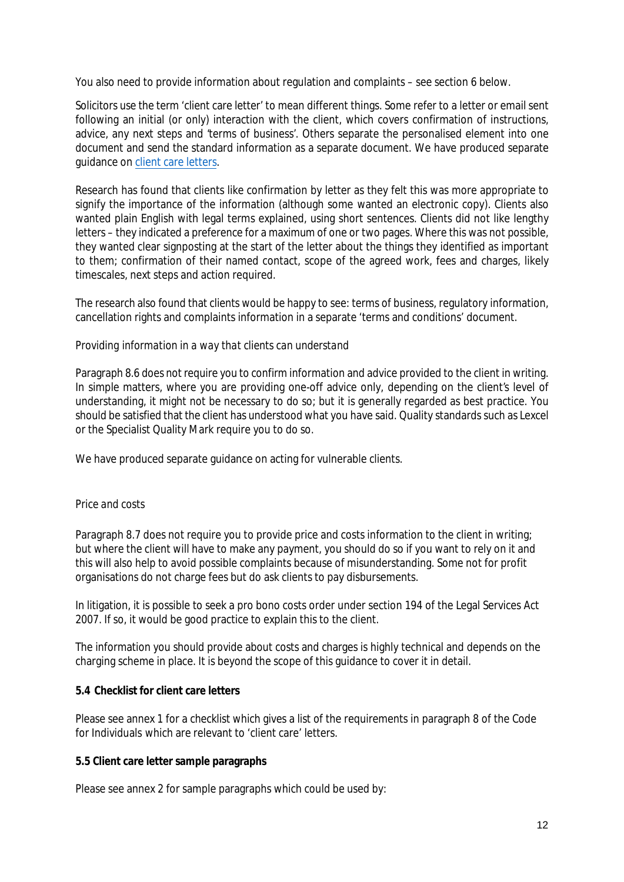You also need to provide information about regulation and complaints – see section 6 below.

Solicitors use the term 'client care letter' to mean different things. Some refer to a letter or email sent following an initial (or only) interaction with the client, which covers confirmation of instructions, advice, any next steps and 'terms of business'. Others separate the personalised element into one document and send the standard information as a separate document. We have produced separate guidance on client care letters.

Research has found that clients like confirmation by letter as they felt this was more appropriate to signify the importance of the information (although some wanted an electronic copy). Clients also wanted plain English with legal terms explained, using short sentences. Clients did not like lengthy letters – they indicated a preference for a maximum of one or two pages. Where this was not possible, they wanted clear signposting at the start of the letter about the things they identified as important to them; confirmation of their named contact, scope of the agreed work, fees and charges, likely timescales, next steps and action required.

The research also found that clients would be happy to see: terms of business, regulatory information, cancellation rights and complaints information in a separate 'terms and conditions' document.

*Providing information in a way that clients can understand*

Paragraph 8.6 does not require you to confirm information and advice provided to the client in writing. In simple matters, where you are providing one-off advice only, depending on the client's level of understanding, it might not be necessary to do so; but it is generally regarded as best practice. You should be satisfied that the client has understood what you have said. Quality standards such as Lexcel or the Specialist Quality Mark require you to do so.

We have produced separate guidance on acting for vulnerable clients.

*Price and costs*

Paragraph 8.7 does not require you to provide price and costs information to the client in writing; but where the client will have to make any payment, you should do so if you want to rely on it and this will also help to avoid possible complaints because of misunderstanding. Some not for profit organisations do not charge fees but do ask clients to pay disbursements.

In litigation, it is possible to seek a pro bono costs order under section 194 of the Legal Services Act 2007. If so, it would be good practice to explain this to the client.

The information you should provide about costs and charges is highly technical and depends on the charging scheme in place. It is beyond the scope of this guidance to cover it in detail.

**5.4 Checklist for client care letters**

Please see annex 1 for a checklist which gives a list of the requirements in paragraph 8 of the Code for Individuals which are relevant to 'client care' letters.

**5.5 Client care letter sample paragraphs**

Please see annex 2 for sample paragraphs which could be used by: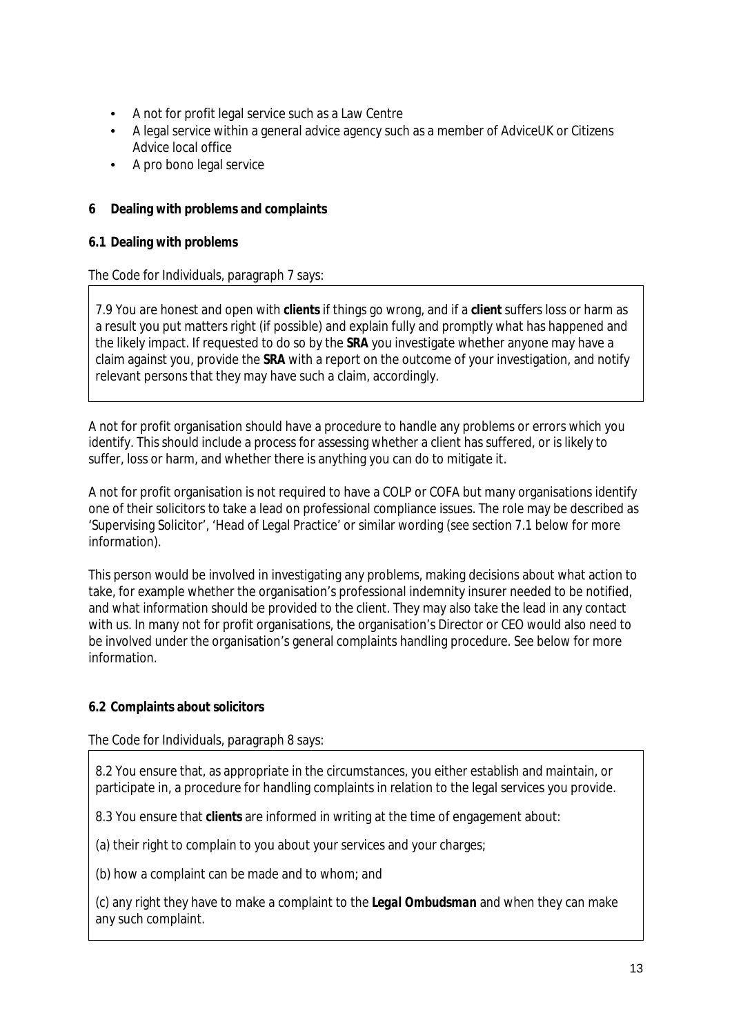- A not for profit legal service such as a Law Centre
- A legal service within a general advice agency such as a member of AdviceUK or Citizens Advice local office
- A pro bono legal service

## 6 Dealing with problems and complaints

### 6.1 Dealing with problems

The Code for Individuals, paragraph 7 says:

> 7.9 You are honest and open with **clients** if things go wrong, and if a **client** suffers loss or harm as a result you put matters right (if possible) and explain fully and promptly what has happened and the likely impact. If requested to do so by the **SRA** you investigate whether anyone may have a claim against you, provide the **SRA** with a report on the outcome of your investigation, and notify relevant persons that they may have such a claim, accordingly.

A not for profit organisation should have a procedure to handle any problems or errors which you identify. This should include a process for assessing whether a client has suffered, or is likely to suffer, loss or harm, and whether there is anything you can do to mitigate it.

A not for profit organisation is not required to have a COLP or COFA but many organisations identify one of their solicitors to take a lead on professional compliance issues. The role may be described as 'Supervising Solicitor', 'Head of Legal Practice' or similar wording (see section 7.1 below for more information).

This person would be involved in investigating any problems, making decisions about what action to take, for example whether the organisation's professional indemnity insurer needed to be notified, and what information should be provided to the client. They may also take the lead in any contact with us. In many not for profit organisations, the organisation's Director or CEO would also need to be involved under the organisation's general complaints handling procedure. See below for more information.

### 6.2 Complaints about solicitors

The Code for Individuals, paragraph 8 says:

> 8.2 You ensure that, as appropriate in the circumstances, you either establish and maintain, or participate in, a procedure for handling complaints in relation to the legal services you provide.
>
> 8.3 You ensure that **clients** are informed in writing at the time of engagement about:
>
> (a) their right to complain to you about your services and your charges;
>
> (b) how a complaint can be made and to whom; and
>
> (c) any right they have to make a complaint to the ***Legal Ombudsman*** and when they can make any such complaint.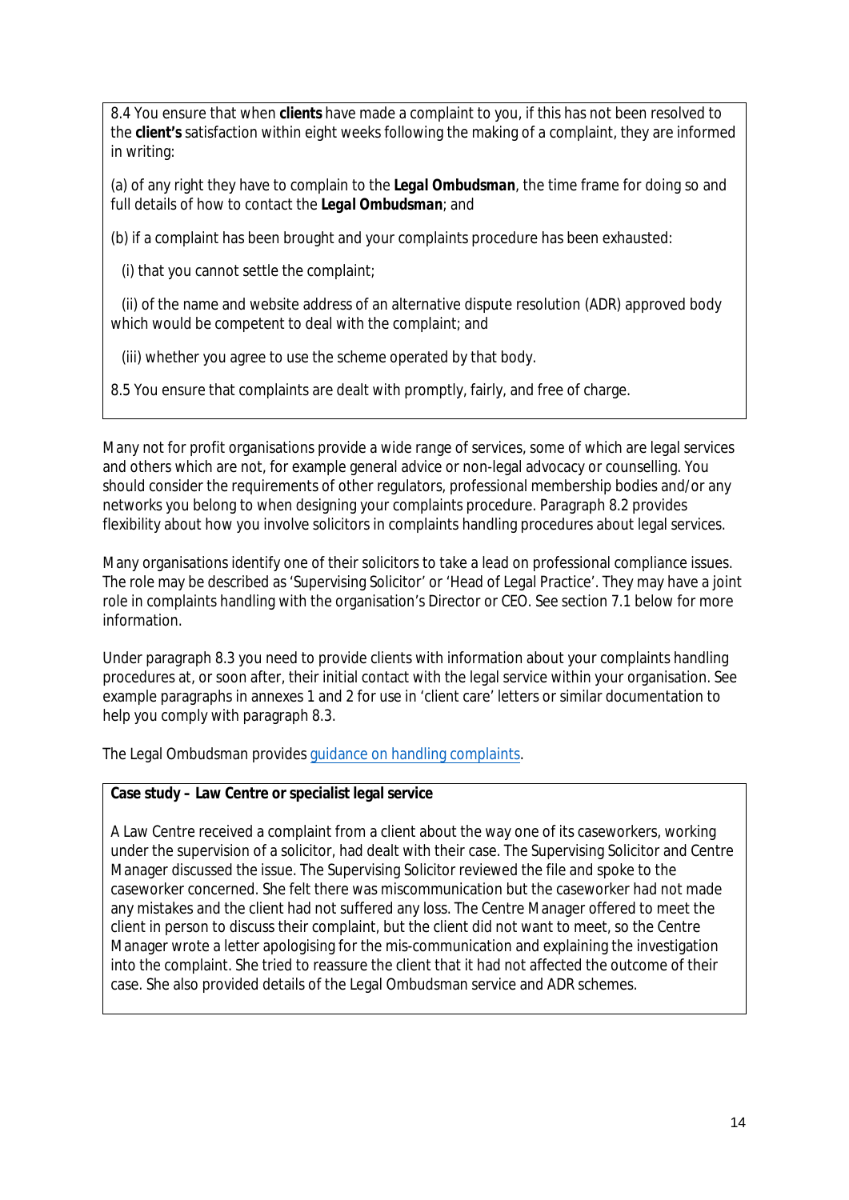8.4 You ensure that when **clients** have made a complaint to you, if this has not been resolved to the **client's** satisfaction within eight weeks following the making of a complaint, they are informed in writing:

(a) of any right they have to complain to the ***Legal Ombudsman***, the time frame for doing so and full details of how to contact the ***Legal Ombudsman***; and

(b) if a complaint has been brought and your complaints procedure has been exhausted:

(i) that you cannot settle the complaint;

(ii) of the name and website address of an alternative dispute resolution (ADR) approved body which would be competent to deal with the complaint; and

(iii) whether you agree to use the scheme operated by that body.

8.5 You ensure that complaints are dealt with promptly, fairly, and free of charge.

Many not for profit organisations provide a wide range of services, some of which are legal services and others which are not, for example general advice or non-legal advocacy or counselling. You should consider the requirements of other regulators, professional membership bodies and/or any networks you belong to when designing your complaints procedure. Paragraph 8.2 provides flexibility about how you involve solicitors in complaints handling procedures about legal services.

Many organisations identify one of their solicitors to take a lead on professional compliance issues. The role may be described as 'Supervising Solicitor' or 'Head of Legal Practice'. They may have a joint role in complaints handling with the organisation's Director or CEO. See section 7.1 below for more information.

Under paragraph 8.3 you need to provide clients with information about your complaints handling procedures at, or soon after, their initial contact with the legal service within your organisation. See example paragraphs in annexes 1 and 2 for use in 'client care' letters or similar documentation to help you comply with paragraph 8.3.

The Legal Ombudsman provides guidance on handling complaints.

**Case study – Law Centre or specialist legal service**

A Law Centre received a complaint from a client about the way one of its caseworkers, working under the supervision of a solicitor, had dealt with their case. The Supervising Solicitor and Centre Manager discussed the issue. The Supervising Solicitor reviewed the file and spoke to the caseworker concerned. She felt there was miscommunication but the caseworker had not made any mistakes and the client had not suffered any loss. The Centre Manager offered to meet the client in person to discuss their complaint, but the client did not want to meet, so the Centre Manager wrote a letter apologising for the mis-communication and explaining the investigation into the complaint. She tried to reassure the client that it had not affected the outcome of their case. She also provided details of the Legal Ombudsman service and ADR schemes.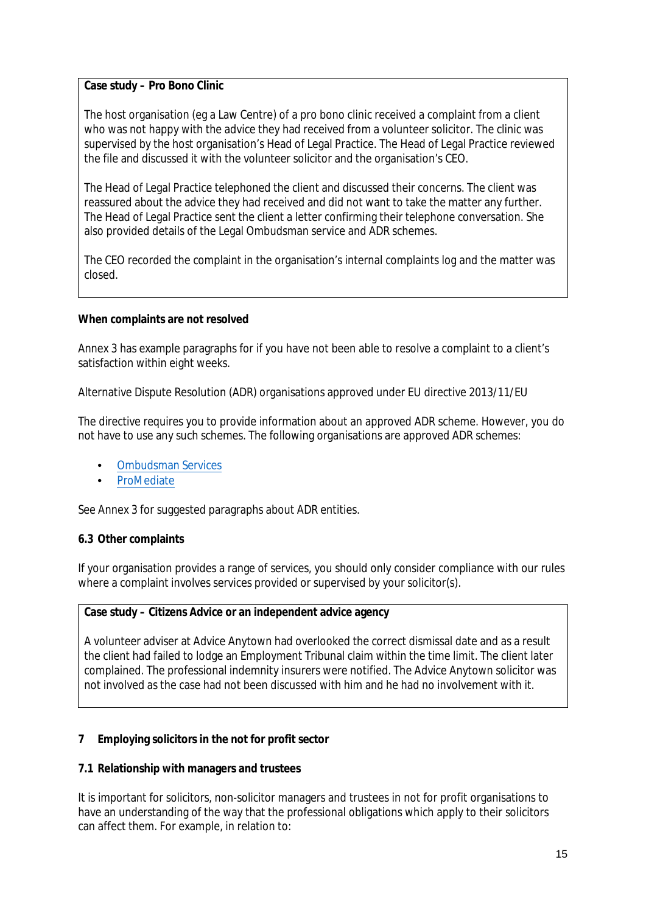**Case study – Pro Bono Clinic**

The host organisation (eg a Law Centre) of a pro bono clinic received a complaint from a client who was not happy with the advice they had received from a volunteer solicitor. The clinic was supervised by the host organisation's Head of Legal Practice. The Head of Legal Practice reviewed the file and discussed it with the volunteer solicitor and the organisation's CEO.

The Head of Legal Practice telephoned the client and discussed their concerns. The client was reassured about the advice they had received and did not want to take the matter any further. The Head of Legal Practice sent the client a letter confirming their telephone conversation. She also provided details of the Legal Ombudsman service and ADR schemes.

The CEO recorded the complaint in the organisation's internal complaints log and the matter was closed.

**When complaints are not resolved**

Annex 3 has example paragraphs for if you have not been able to resolve a complaint to a client's satisfaction within eight weeks.

Alternative Dispute Resolution (ADR) organisations approved under EU directive 2013/11/EU

The directive requires you to provide information about an approved ADR scheme. However, you do not have to use any such schemes. The following organisations are approved ADR schemes:

- Ombudsman Services
- ProMediate

See Annex 3 for suggested paragraphs about ADR entities.

### 6.3 Other complaints

If your organisation provides a range of services, you should only consider compliance with our rules where a complaint involves services provided or supervised by your solicitor(s).

**Case study – Citizens Advice or an independent advice agency**

A volunteer adviser at Advice Anytown had overlooked the correct dismissal date and as a result the client had failed to lodge an Employment Tribunal claim within the time limit. The client later complained. The professional indemnity insurers were notified. The Advice Anytown solicitor was not involved as the case had not been discussed with him and he had no involvement with it.

## 7 Employing solicitors in the not for profit sector

### 7.1 Relationship with managers and trustees

It is important for solicitors, non-solicitor managers and trustees in not for profit organisations to have an understanding of the way that the professional obligations which apply to their solicitors can affect them. For example, in relation to: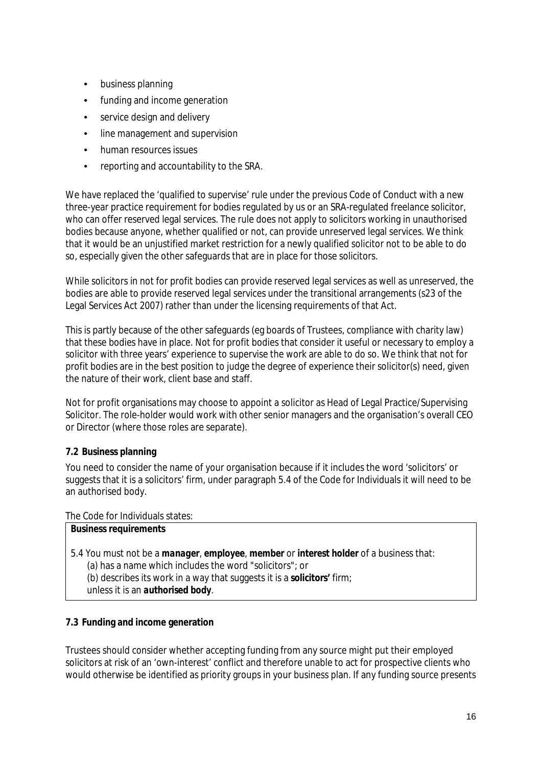- business planning
- funding and income generation
- service design and delivery
- line management and supervision
- human resources issues
- reporting and accountability to the SRA.

We have replaced the 'qualified to supervise' rule under the previous Code of Conduct with a new three-year practice requirement for bodies regulated by us or an SRA-regulated freelance solicitor, who can offer reserved legal services. The rule does not apply to solicitors working in unauthorised bodies because anyone, whether qualified or not, can provide unreserved legal services. We think that it would be an unjustified market restriction for a newly qualified solicitor not to be able to do so, especially given the other safeguards that are in place for those solicitors.

While solicitors in not for profit bodies can provide reserved legal services as well as unreserved, the bodies are able to provide reserved legal services under the transitional arrangements (s23 of the Legal Services Act 2007) rather than under the licensing requirements of that Act.

This is partly because of the other safeguards (eg boards of Trustees, compliance with charity law) that these bodies have in place. Not for profit bodies that consider it useful or necessary to employ a solicitor with three years' experience to supervise the work are able to do so. We think that not for profit bodies are in the best position to judge the degree of experience their solicitor(s) need, given the nature of their work, client base and staff.

Not for profit organisations may choose to appoint a solicitor as Head of Legal Practice/Supervising Solicitor. The role-holder would work with other senior managers and the organisation's overall CEO or Director (where those roles are separate).

### 7.2 Business planning

You need to consider the name of your organisation because if it includes the word 'solicitors' or suggests that it is a solicitors' firm, under paragraph 5.4 of the Code for Individuals it will need to be an authorised body.

The Code for Individuals states:

> **Business requirements**
>
> 5.4 You must not be a ***manager***, **employee**, **member** or **interest holder** of a business that:
> (a) has a name which includes the word "solicitors"; or
> (b) describes its work in a way that suggests it is a **solicitors'** firm;
> unless it is an **authorised body**.

### 7.3 Funding and income generation

Trustees should consider whether accepting funding from any source might put their employed solicitors at risk of an 'own-interest' conflict and therefore unable to act for prospective clients who would otherwise be identified as priority groups in your business plan. If any funding source presents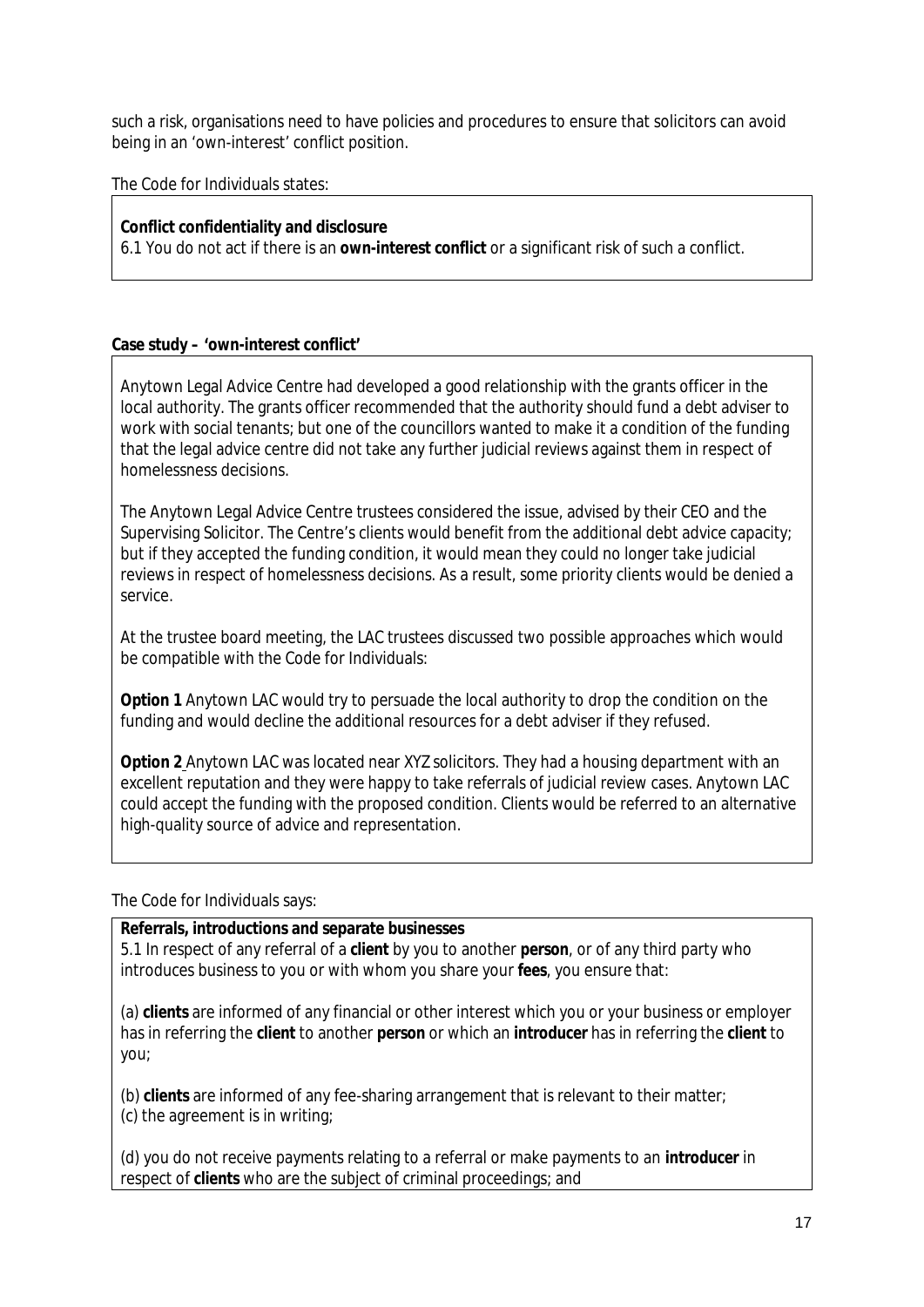such a risk, organisations need to have policies and procedures to ensure that solicitors can avoid being in an 'own-interest' conflict position.

The Code for Individuals states:

> **Conflict confidentiality and disclosure**
> 6.1 You do not act if there is an **own-interest conflict** or a significant risk of such a conflict.

**Case study – 'own-interest conflict'**

> Anytown Legal Advice Centre had developed a good relationship with the grants officer in the local authority. The grants officer recommended that the authority should fund a debt adviser to work with social tenants; but one of the councillors wanted to make it a condition of the funding that the legal advice centre did not take any further judicial reviews against them in respect of homelessness decisions.
>
> The Anytown Legal Advice Centre trustees considered the issue, advised by their CEO and the Supervising Solicitor. The Centre's clients would benefit from the additional debt advice capacity; but if they accepted the funding condition, it would mean they could no longer take judicial reviews in respect of homelessness decisions. As a result, some priority clients would be denied a service.
>
> At the trustee board meeting, the LAC trustees discussed two possible approaches which would be compatible with the Code for Individuals:
>
> **Option 1** Anytown LAC would try to persuade the local authority to drop the condition on the funding and would decline the additional resources for a debt adviser if they refused.
>
> **Option 2** Anytown LAC was located near XYZ solicitors. They had a housing department with an excellent reputation and they were happy to take referrals of judicial review cases. Anytown LAC could accept the funding with the proposed condition. Clients would be referred to an alternative high-quality source of advice and representation.

The Code for Individuals says:

> **Referrals, introductions and separate businesses**
> 5.1 In respect of any referral of a **client** by you to another **person**, or of any third party who introduces business to you or with whom you share your **fees**, you ensure that:
>
> (a) **clients** are informed of any financial or other interest which you or your business or employer has in referring the **client** to another **person** or which an **introducer** has in referring the **client** to you;
>
> (b) **clients** are informed of any fee-sharing arrangement that is relevant to their matter;
> (c) the agreement is in writing;
>
> (d) you do not receive payments relating to a referral or make payments to an **introducer** in respect of **clients** who are the subject of criminal proceedings; and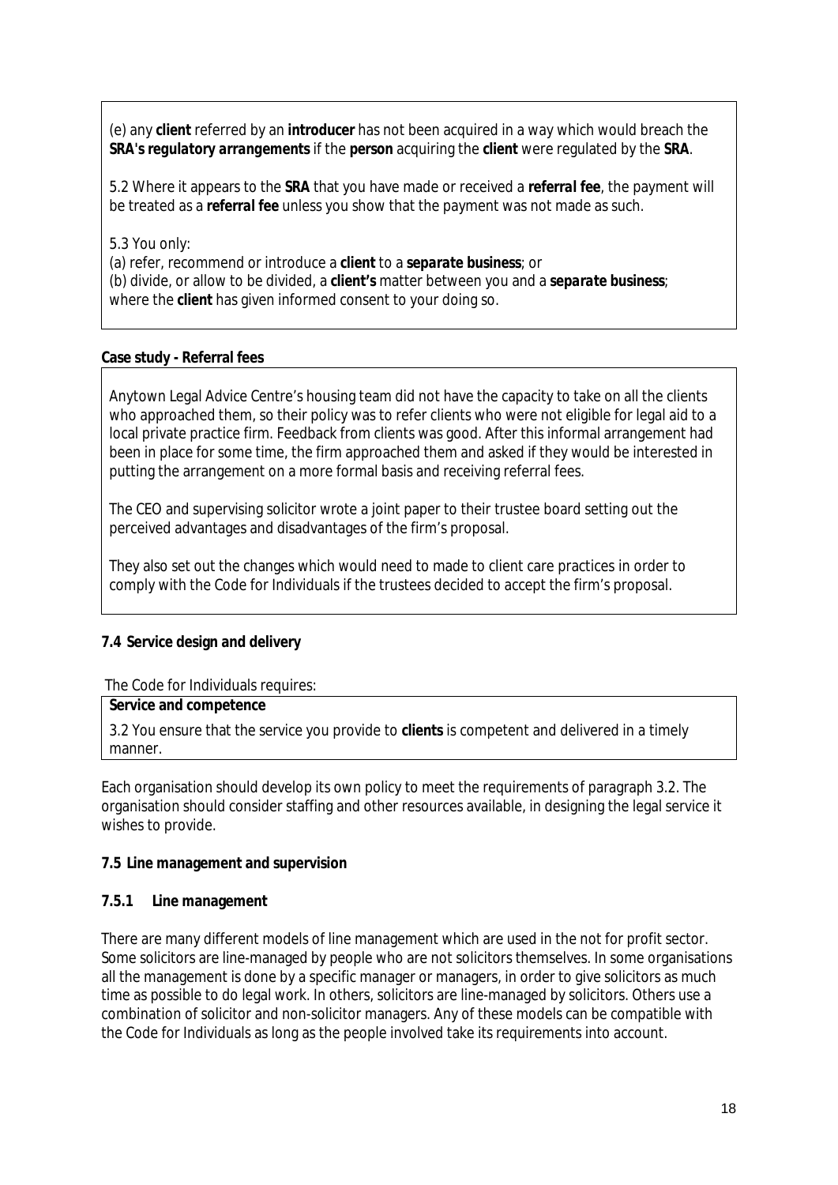(e) any **client** referred by an **introducer** has not been acquired in a way which would breach the ***SRA's regulatory arrangements*** if the **person** acquiring the **client** were regulated by the **SRA**.

5.2 Where it appears to the **SRA** that you have made or received a ***referral fee***, the payment will be treated as a ***referral fee*** unless you show that the payment was not made as such.

5.3 You only:
(a) refer, recommend or introduce a **client** to a ***separate business***; or
(b) divide, or allow to be divided, a **client's** matter between you and a ***separate business***;
where the **client** has given informed consent to your doing so.

**Case study - Referral fees**

Anytown Legal Advice Centre's housing team did not have the capacity to take on all the clients who approached them, so their policy was to refer clients who were not eligible for legal aid to a local private practice firm. Feedback from clients was good. After this informal arrangement had been in place for some time, the firm approached them and asked if they would be interested in putting the arrangement on a more formal basis and receiving referral fees.

The CEO and supervising solicitor wrote a joint paper to their trustee board setting out the perceived advantages and disadvantages of the firm's proposal.

They also set out the changes which would need to made to client care practices in order to comply with the Code for Individuals if the trustees decided to accept the firm's proposal.

### 7.4 Service design and delivery

The Code for Individuals requires:

**Service and competence**

3.2 You ensure that the service you provide to **clients** is competent and delivered in a timely manner.

Each organisation should develop its own policy to meet the requirements of paragraph 3.2. The organisation should consider staffing and other resources available, in designing the legal service it wishes to provide.

### 7.5 Line management and supervision

#### 7.5.1 Line management

There are many different models of line management which are used in the not for profit sector. Some solicitors are line-managed by people who are not solicitors themselves. In some organisations all the management is done by a specific manager or managers, in order to give solicitors as much time as possible to do legal work. In others, solicitors are line-managed by solicitors. Others use a combination of solicitor and non-solicitor managers. Any of these models can be compatible with the Code for Individuals as long as the people involved take its requirements into account.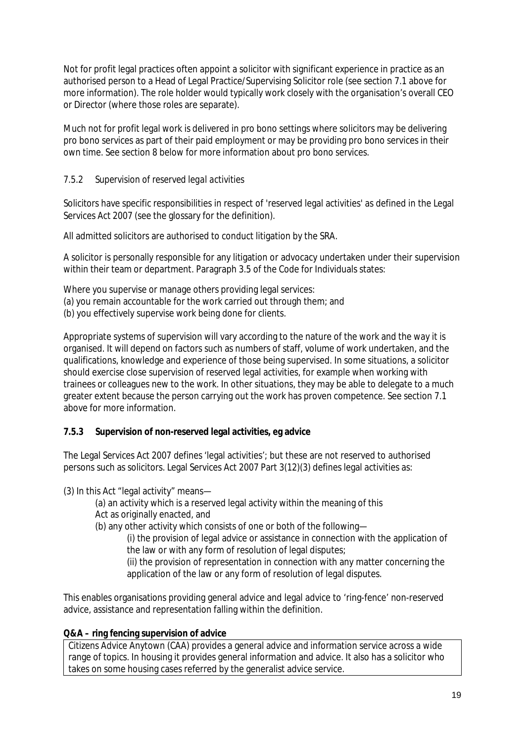Not for profit legal practices often appoint a solicitor with significant experience in practice as an authorised person to a Head of Legal Practice/Supervising Solicitor role (see section 7.1 above for more information). The role holder would typically work closely with the organisation's overall CEO or Director (where those roles are separate).

Much not for profit legal work is delivered in pro bono settings where solicitors may be delivering pro bono services as part of their paid employment or may be providing pro bono services in their own time. See section 8 below for more information about pro bono services.

### *7.5.2 Supervision of reserved legal activities*

Solicitors have specific responsibilities in respect of 'reserved legal activities' as defined in the Legal Services Act 2007 (see the glossary for the definition).

All admitted solicitors are authorised to conduct litigation by the SRA.

A solicitor is personally responsible for any litigation or advocacy undertaken under their supervision within their team or department. Paragraph 3.5 of the Code for Individuals states:

Where you supervise or manage others providing legal services:
(a) you remain accountable for the work carried out through them; and
(b) you effectively supervise work being done for clients.

Appropriate systems of supervision will vary according to the nature of the work and the way it is organised. It will depend on factors such as numbers of staff, volume of work undertaken, and the qualifications, knowledge and experience of those being supervised. In some situations, a solicitor should exercise close supervision of reserved legal activities, for example when working with trainees or colleagues new to the work. In other situations, they may be able to delegate to a much greater extent because the person carrying out the work has proven competence. See section 7.1 above for more information.

### **7.5.3 Supervision of non-reserved legal activities, eg advice**

The Legal Services Act 2007 defines 'legal activities'; but these are not reserved to authorised persons such as solicitors. Legal Services Act 2007 Part 3(12)(3) defines legal activities as:

(3) In this Act "legal activity" means—

> (a) an activity which is a reserved legal activity within the meaning of this Act as originally enacted, and
>
> (b) any other activity which consists of one or both of the following—
>
> > (i) the provision of legal advice or assistance in connection with the application of the law or with any form of resolution of legal disputes;
> >
> > (ii) the provision of representation in connection with any matter concerning the application of the law or any form of resolution of legal disputes.

This enables organisations providing general advice and legal advice to 'ring-fence' non-reserved advice, assistance and representation falling within the definition.

**Q&A – ring fencing supervision of advice**

| Citizens Advice Anytown (CAA) provides a general advice and information service across a wide range of topics. In housing it provides general information and advice. It also has a solicitor who takes on some housing cases referred by the generalist advice service. |
|---|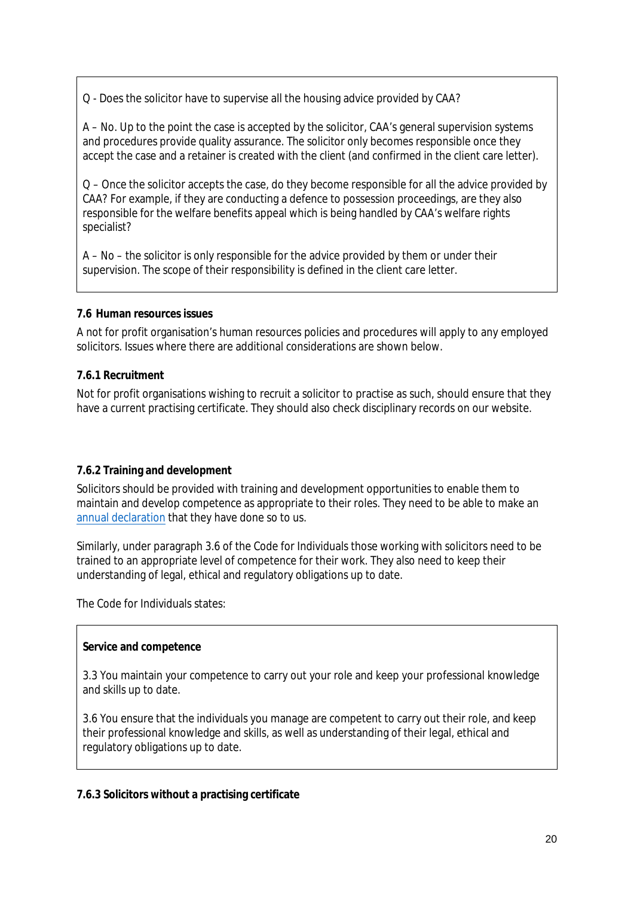Q - Does the solicitor have to supervise all the housing advice provided by CAA?

A – No. Up to the point the case is accepted by the solicitor, CAA's general supervision systems and procedures provide quality assurance. The solicitor only becomes responsible once they accept the case and a retainer is created with the client (and confirmed in the client care letter).

Q – Once the solicitor accepts the case, do they become responsible for all the advice provided by CAA? For example, if they are conducting a defence to possession proceedings, are they also responsible for the welfare benefits appeal which is being handled by CAA's welfare rights specialist?

A – No – the solicitor is only responsible for the advice provided by them or under their supervision. The scope of their responsibility is defined in the client care letter.

### 7.6 Human resources issues

A not for profit organisation's human resources policies and procedures will apply to any employed solicitors. Issues where there are additional considerations are shown below.

#### 7.6.1 Recruitment

Not for profit organisations wishing to recruit a solicitor to practise as such, should ensure that they have a current practising certificate. They should also check disciplinary records on our website.

#### 7.6.2 Training and development

Solicitors should be provided with training and development opportunities to enable them to maintain and develop competence as appropriate to their roles. They need to be able to make an annual declaration that they have done so to us.

Similarly, under paragraph 3.6 of the Code for Individuals those working with solicitors need to be trained to an appropriate level of competence for their work. They also need to keep their understanding of legal, ethical and regulatory obligations up to date.

The Code for Individuals states:

**Service and competence**

3.3 You maintain your competence to carry out your role and keep your professional knowledge and skills up to date.

3.6 You ensure that the individuals you manage are competent to carry out their role, and keep their professional knowledge and skills, as well as understanding of their legal, ethical and regulatory obligations up to date.

#### 7.6.3 Solicitors without a practising certificate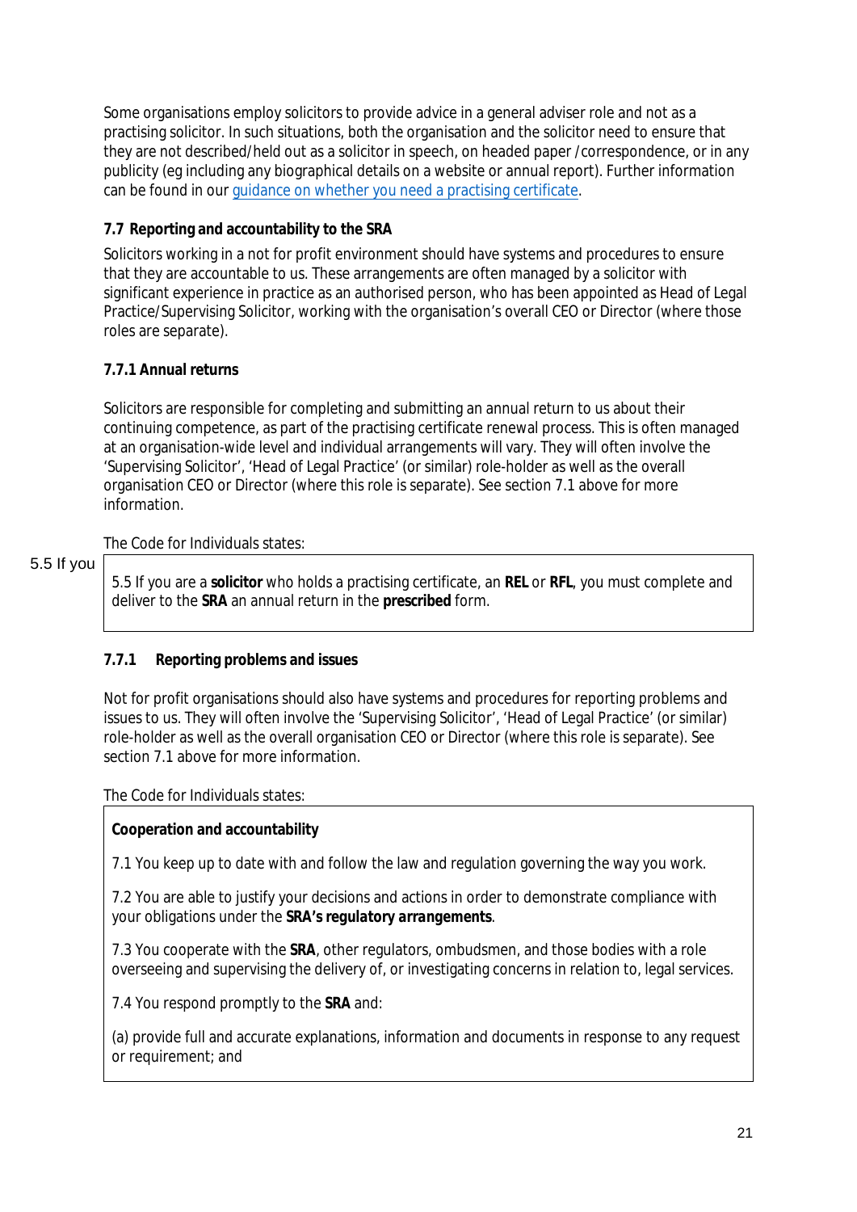Some organisations employ solicitors to provide advice in a general adviser role and not as a practising solicitor. In such situations, both the organisation and the solicitor need to ensure that they are not described/held out as a solicitor in speech, on headed paper /correspondence, or in any publicity (eg including any biographical details on a website or annual report). Further information can be found in our [guidance on whether you need a practising certificate](guidance on whether you need a practising certificate).

### 7.7 Reporting and accountability to the SRA

Solicitors working in a not for profit environment should have systems and procedures to ensure that they are accountable to us. These arrangements are often managed by a solicitor with significant experience in practice as an authorised person, who has been appointed as Head of Legal Practice/Supervising Solicitor, working with the organisation's overall CEO or Director (where those roles are separate).

#### 7.7.1 Annual returns

Solicitors are responsible for completing and submitting an annual return to us about their continuing competence, as part of the practising certificate renewal process. This is often managed at an organisation-wide level and individual arrangements will vary. They will often involve the 'Supervising Solicitor', 'Head of Legal Practice' (or similar) role-holder as well as the overall organisation CEO or Director (where this role is separate). See section 7.1 above for more information.

The Code for Individuals states:

5.5 If you

> 5.5 If you are a **solicitor** who holds a practising certificate, an **REL** or **RFL**, you must complete and deliver to the **SRA** an annual return in the **prescribed** form.

#### 7.7.1 Reporting problems and issues

Not for profit organisations should also have systems and procedures for reporting problems and issues to us. They will often involve the 'Supervising Solicitor', 'Head of Legal Practice' (or similar) role-holder as well as the overall organisation CEO or Director (where this role is separate). See section 7.1 above for more information.

The Code for Individuals states:

> **Cooperation and accountability**
>
> 7.1 You keep up to date with and follow the law and regulation governing the way you work.
>
> 7.2 You are able to justify your decisions and actions in order to demonstrate compliance with your obligations under the ***SRA's regulatory arrangements***.
>
> 7.3 You cooperate with the **SRA**, other regulators, ombudsmen, and those bodies with a role overseeing and supervising the delivery of, or investigating concerns in relation to, legal services.
>
> 7.4 You respond promptly to the **SRA** and:
>
> (a) provide full and accurate explanations, information and documents in response to any request or requirement; and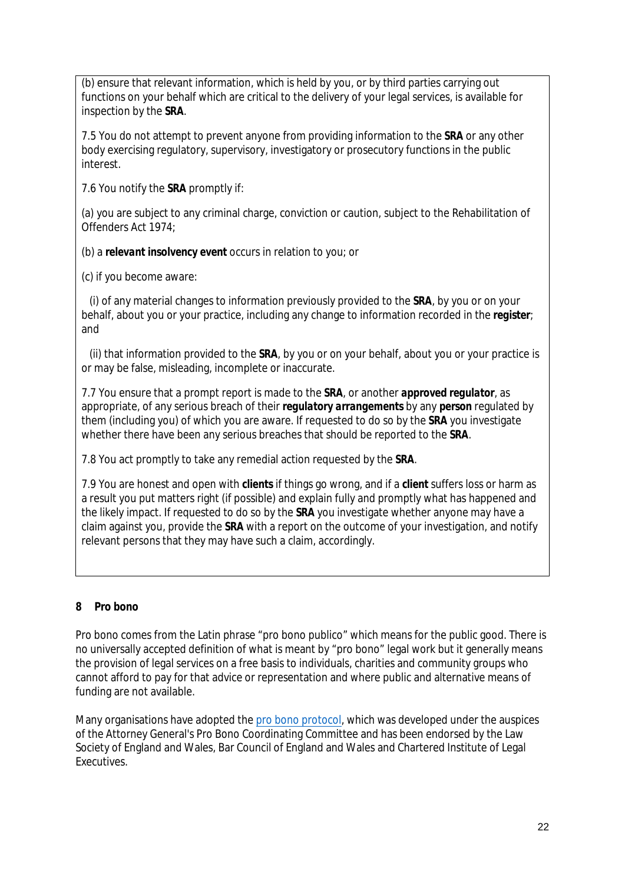(b) ensure that relevant information, which is held by you, or by third parties carrying out functions on your behalf which are critical to the delivery of your legal services, is available for inspection by the **SRA**.

7.5 You do not attempt to prevent anyone from providing information to the **SRA** or any other body exercising regulatory, supervisory, investigatory or prosecutory functions in the public interest.

7.6 You notify the **SRA** promptly if:

(a) you are subject to any criminal charge, conviction or caution, subject to the Rehabilitation of Offenders Act 1974;

(b) a ***relevant insolvency event*** occurs in relation to you; or

(c) if you become aware:

(i) of any material changes to information previously provided to the **SRA**, by you or on your behalf, about you or your practice, including any change to information recorded in the **register**; and

(ii) that information provided to the **SRA**, by you or on your behalf, about you or your practice is or may be false, misleading, incomplete or inaccurate.

7.7 You ensure that a prompt report is made to the **SRA**, or another ***approved regulator***, as appropriate, of any serious breach of their ***regulatory arrangements*** by any **person** regulated by them (including you) of which you are aware. If requested to do so by the **SRA** you investigate whether there have been any serious breaches that should be reported to the **SRA**.

7.8 You act promptly to take any remedial action requested by the **SRA**.

7.9 You are honest and open with **clients** if things go wrong, and if a **client** suffers loss or harm as a result you put matters right (if possible) and explain fully and promptly what has happened and the likely impact. If requested to do so by the **SRA** you investigate whether anyone may have a claim against you, provide the **SRA** with a report on the outcome of your investigation, and notify relevant persons that they may have such a claim, accordingly.

## 8 Pro bono

Pro bono comes from the Latin phrase "pro bono publico" which means for the public good. There is no universally accepted definition of what is meant by "pro bono" legal work but it generally means the provision of legal services on a free basis to individuals, charities and community groups who cannot afford to pay for that advice or representation and where public and alternative means of funding are not available.

Many organisations have adopted the pro bono protocol, which was developed under the auspices of the Attorney General's Pro Bono Coordinating Committee and has been endorsed by the Law Society of England and Wales, Bar Council of England and Wales and Chartered Institute of Legal Executives.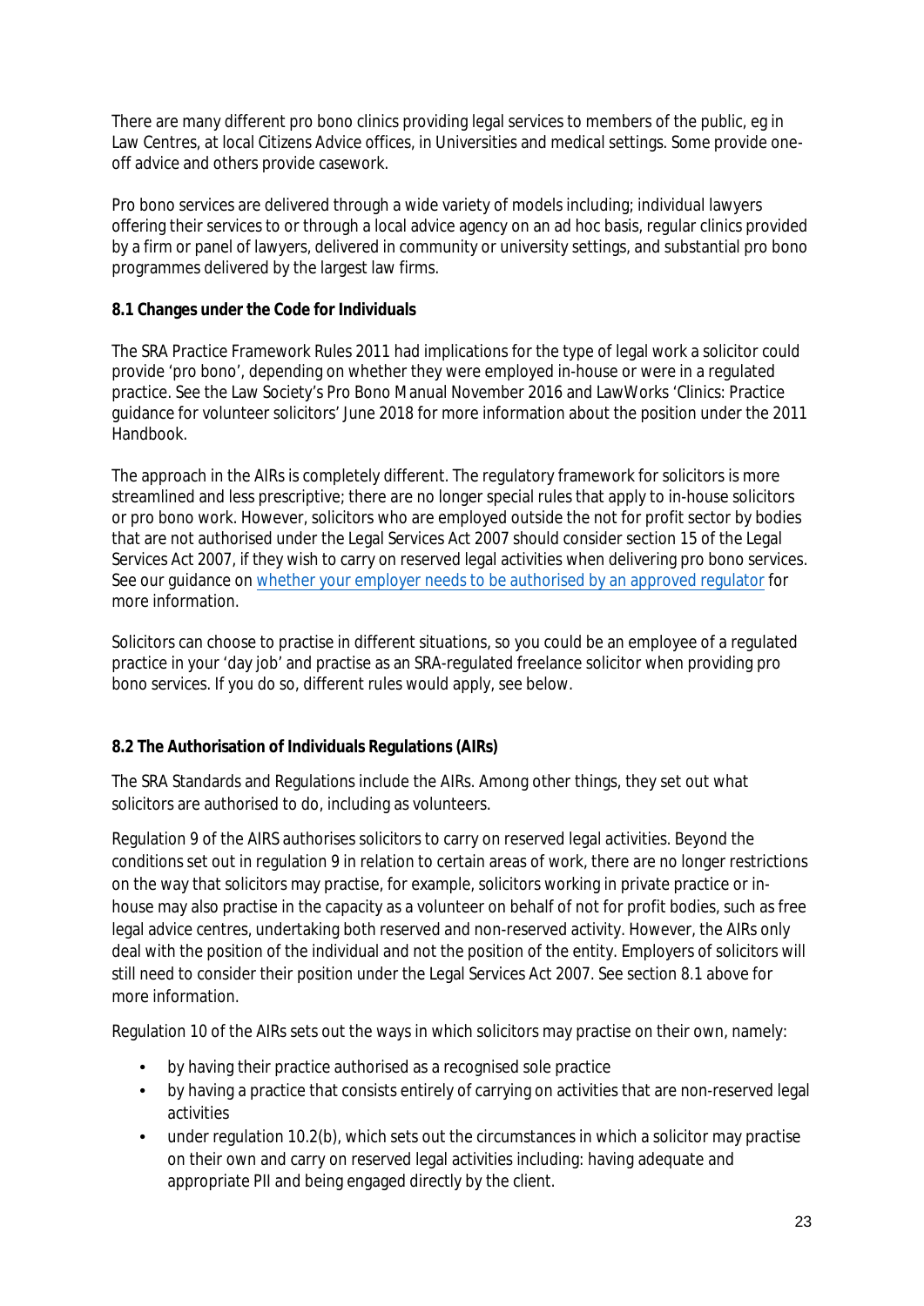There are many different pro bono clinics providing legal services to members of the public, eg in Law Centres, at local Citizens Advice offices, in Universities and medical settings. Some provide one-off advice and others provide casework.

Pro bono services are delivered through a wide variety of models including; individual lawyers offering their services to or through a local advice agency on an ad hoc basis, regular clinics provided by a firm or panel of lawyers, delivered in community or university settings, and substantial pro bono programmes delivered by the largest law firms.

**8.1 Changes under the Code for Individuals**

The SRA Practice Framework Rules 2011 had implications for the type of legal work a solicitor could provide 'pro bono', depending on whether they were employed in-house or were in a regulated practice. See the Law Society's Pro Bono Manual November 2016 and LawWorks 'Clinics: Practice guidance for volunteer solicitors' June 2018 for more information about the position under the 2011 Handbook.

The approach in the AIRs is completely different. The regulatory framework for solicitors is more streamlined and less prescriptive; there are no longer special rules that apply to in-house solicitors or pro bono work. However, solicitors who are employed outside the not for profit sector by bodies that are not authorised under the Legal Services Act 2007 should consider section 15 of the Legal Services Act 2007, if they wish to carry on reserved legal activities when delivering pro bono services. See our guidance on [whether your employer needs to be authorised by an approved regulator]() for more information.

Solicitors can choose to practise in different situations, so you could be an employee of a regulated practice in your 'day job' and practise as an SRA-regulated freelance solicitor when providing pro bono services. If you do so, different rules would apply, see below.

**8.2 The Authorisation of Individuals Regulations (AIRs)**

The SRA Standards and Regulations include the AIRs. Among other things, they set out what solicitors are authorised to do, including as volunteers.

Regulation 9 of the AIRS authorises solicitors to carry on reserved legal activities. Beyond the conditions set out in regulation 9 in relation to certain areas of work, there are no longer restrictions on the way that solicitors may practise, for example, solicitors working in private practice or in-house may also practise in the capacity as a volunteer on behalf of not for profit bodies, such as free legal advice centres, undertaking both reserved and non-reserved activity. However, the AIRs only deal with the position of the individual and not the position of the entity. Employers of solicitors will still need to consider their position under the Legal Services Act 2007. See section 8.1 above for more information.

Regulation 10 of the AIRs sets out the ways in which solicitors may practise on their own, namely:

- by having their practice authorised as a recognised sole practice
- by having a practice that consists entirely of carrying on activities that are non-reserved legal activities
- under regulation 10.2(b), which sets out the circumstances in which a solicitor may practise on their own and carry on reserved legal activities including: having adequate and appropriate PII and being engaged directly by the client.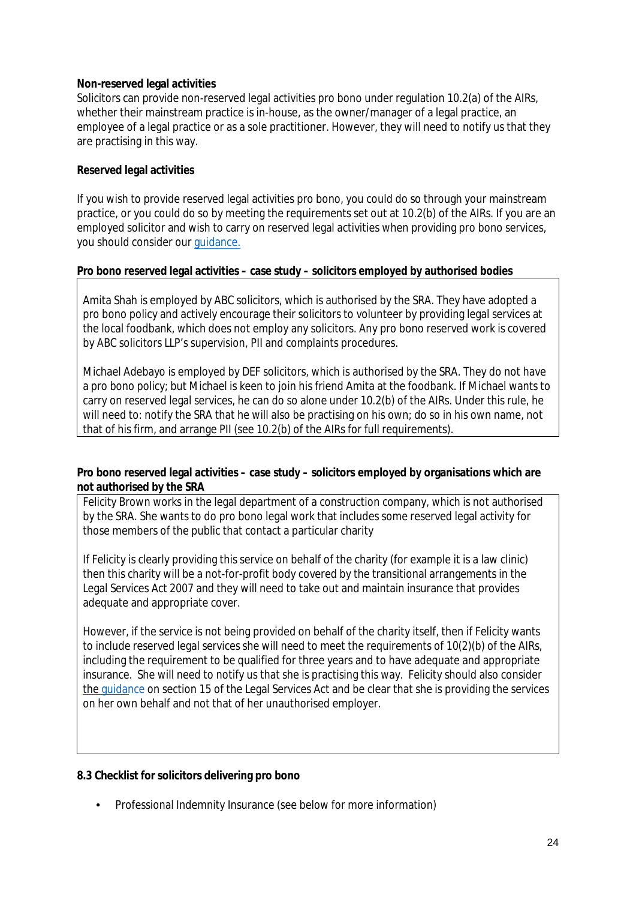**Non-reserved legal activities**

Solicitors can provide non-reserved legal activities pro bono under regulation 10.2(a) of the AIRs, whether their mainstream practice is in-house, as the owner/manager of a legal practice, an employee of a legal practice or as a sole practitioner. However, they will need to notify us that they are practising in this way.

**Reserved legal activities**

If you wish to provide reserved legal activities pro bono, you could do so through your mainstream practice, or you could do so by meeting the requirements set out at 10.2(b) of the AIRs. If you are an employed solicitor and wish to carry on reserved legal activities when providing pro bono services, you should consider our guidance.

**Pro bono reserved legal activities – case study – solicitors employed by authorised bodies**

> Amita Shah is employed by ABC solicitors, which is authorised by the SRA. They have adopted a pro bono policy and actively encourage their solicitors to volunteer by providing legal services at the local foodbank, which does not employ any solicitors. Any pro bono reserved work is covered by ABC solicitors LLP's supervision, PII and complaints procedures.
>
> Michael Adebayo is employed by DEF solicitors, which is authorised by the SRA. They do not have a pro bono policy; but Michael is keen to join his friend Amita at the foodbank. If Michael wants to carry on reserved legal services, he can do so alone under 10.2(b) of the AIRs. Under this rule, he will need to: notify the SRA that he will also be practising on his own; do so in his own name, not that of his firm, and arrange PII (see 10.2(b) of the AIRs for full requirements).

**Pro bono reserved legal activities – case study – solicitors employed by organisations which are not authorised by the SRA**

> Felicity Brown works in the legal department of a construction company, which is not authorised by the SRA. She wants to do pro bono legal work that includes some reserved legal activity for those members of the public that contact a particular charity
>
> If Felicity is clearly providing this service on behalf of the charity (for example it is a law clinic) then this charity will be a not-for-profit body covered by the transitional arrangements in the Legal Services Act 2007 and they will need to take out and maintain insurance that provides adequate and appropriate cover.
>
> However, if the service is not being provided on behalf of the charity itself, then if Felicity wants to include reserved legal services she will need to meet the requirements of 10(2)(b) of the AIRs, including the requirement to be qualified for three years and to have adequate and appropriate insurance. She will need to notify us that she is practising this way. Felicity should also consider the guidance on section 15 of the Legal Services Act and be clear that she is providing the services on her own behalf and not that of her unauthorised employer.

**8.3 Checklist for solicitors delivering pro bono**

- Professional Indemnity Insurance (see below for more information)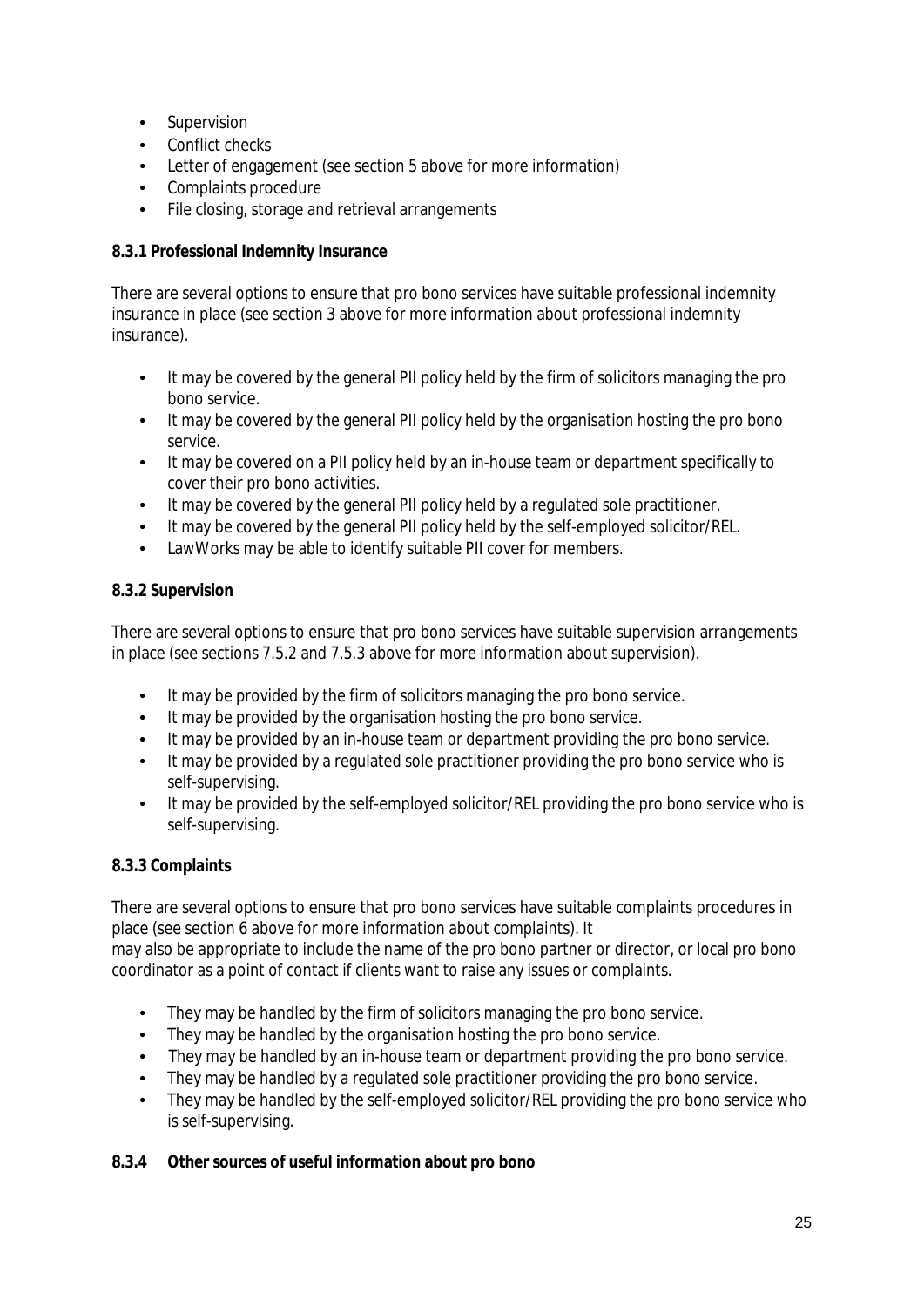- Supervision
- Conflict checks
- Letter of engagement (see section 5 above for more information)
- Complaints procedure
- File closing, storage and retrieval arrangements

**8.3.1 Professional Indemnity Insurance**

There are several options to ensure that pro bono services have suitable professional indemnity insurance in place (see section 3 above for more information about professional indemnity insurance).

- It may be covered by the general PII policy held by the firm of solicitors managing the pro bono service.
- It may be covered by the general PII policy held by the organisation hosting the pro bono service.
- It may be covered on a PII policy held by an in-house team or department specifically to cover their pro bono activities.
- It may be covered by the general PII policy held by a regulated sole practitioner.
- It may be covered by the general PII policy held by the self-employed solicitor/REL.
- LawWorks may be able to identify suitable PII cover for members.

**8.3.2 Supervision**

There are several options to ensure that pro bono services have suitable supervision arrangements in place (see sections 7.5.2 and 7.5.3 above for more information about supervision).

- It may be provided by the firm of solicitors managing the pro bono service.
- It may be provided by the organisation hosting the pro bono service.
- It may be provided by an in-house team or department providing the pro bono service.
- It may be provided by a regulated sole practitioner providing the pro bono service who is self-supervising.
- It may be provided by the self-employed solicitor/REL providing the pro bono service who is self-supervising.

**8.3.3 Complaints**

There are several options to ensure that pro bono services have suitable complaints procedures in place (see section 6 above for more information about complaints). It may also be appropriate to include the name of the pro bono partner or director, or local pro bono coordinator as a point of contact if clients want to raise any issues or complaints.

- They may be handled by the firm of solicitors managing the pro bono service.
- They may be handled by the organisation hosting the pro bono service.
- They may be handled by an in-house team or department providing the pro bono service.
- They may be handled by a regulated sole practitioner providing the pro bono service.
- They may be handled by the self-employed solicitor/REL providing the pro bono service who is self-supervising.

**8.3.4 Other sources of useful information about pro bono**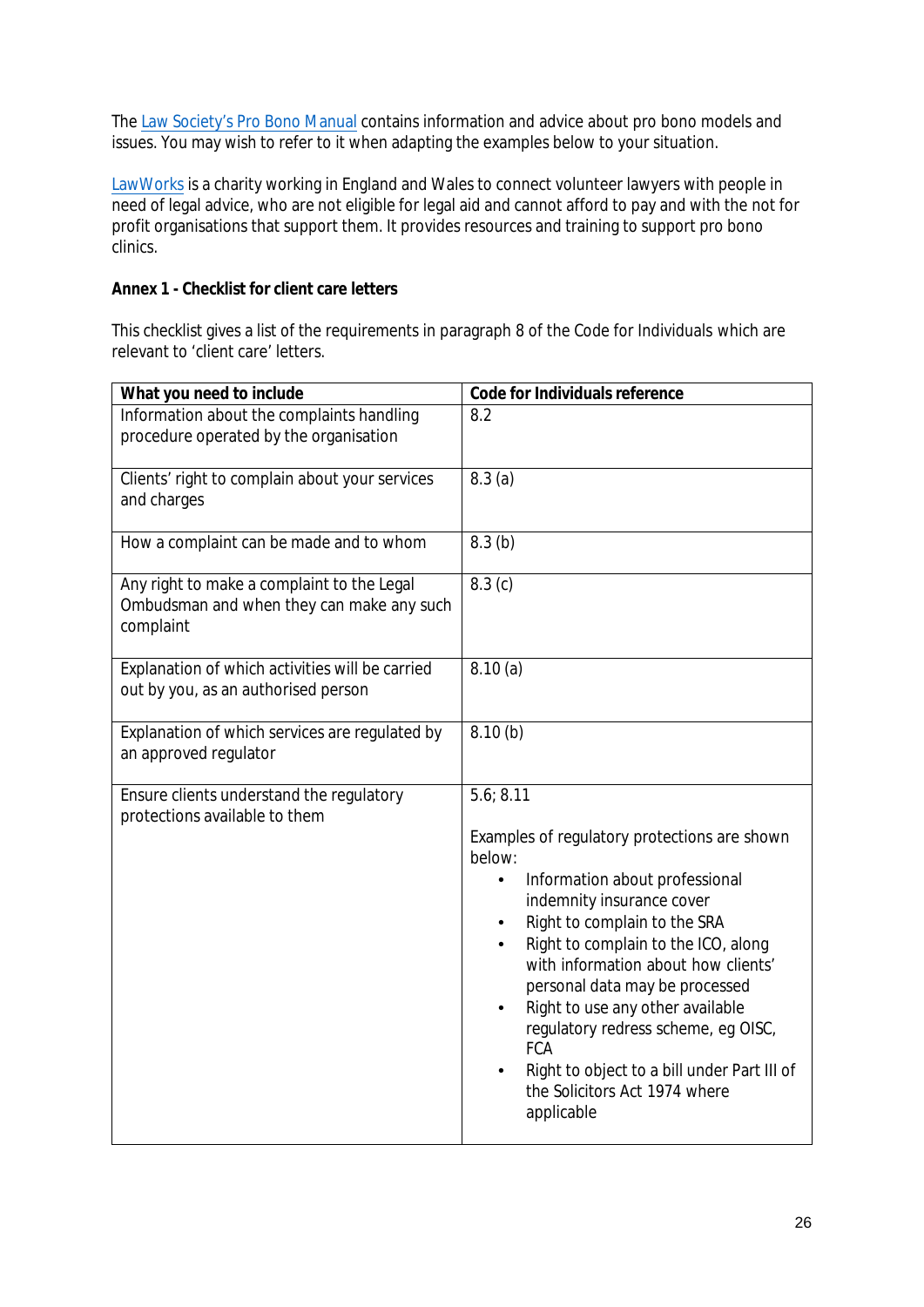The [Law Society's Pro Bono Manual](#) contains information and advice about pro bono models and issues. You may wish to refer to it when adapting the examples below to your situation.

[LawWorks](#) is a charity working in England and Wales to connect volunteer lawyers with people in need of legal advice, who are not eligible for legal aid and cannot afford to pay and with the not for profit organisations that support them. It provides resources and training to support pro bono clinics.

**Annex 1 - Checklist for client care letters**

This checklist gives a list of the requirements in paragraph 8 of the Code for Individuals which are relevant to 'client care' letters.

| What you need to include | Code for Individuals reference |
|---|---|
| Information about the complaints handling procedure operated by the organisation | 8.2 |
| Clients' right to complain about your services and charges | 8.3 (a) |
| How a complaint can be made and to whom | 8.3 (b) |
| Any right to make a complaint to the Legal Ombudsman and when they can make any such complaint | 8.3 (c) |
| Explanation of which activities will be carried out by you, as an authorised person | 8.10 (a) |
| Explanation of which services are regulated by an approved regulator | 8.10 (b) |
| Ensure clients understand the regulatory protections available to them | 5.6; 8.11<br><br>Examples of regulatory protections are shown below:<br>• Information about professional indemnity insurance cover<br>• Right to complain to the SRA<br>• Right to complain to the ICO, along with information about how clients' personal data may be processed<br>• Right to use any other available regulatory redress scheme, eg OISC, FCA<br>• Right to object to a bill under Part III of the Solicitors Act 1974 where applicable |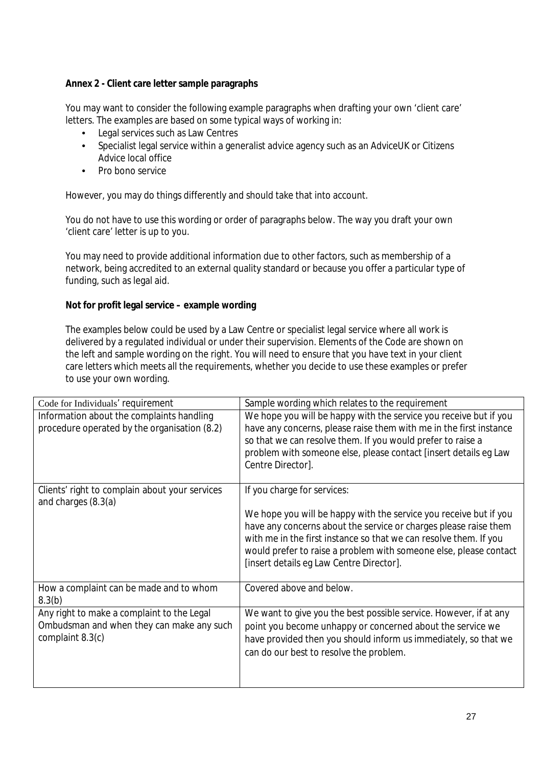**Annex 2 - Client care letter sample paragraphs**

You may want to consider the following example paragraphs when drafting your own 'client care' letters. The examples are based on some typical ways of working in:

- Legal services such as Law Centres
- Specialist legal service within a generalist advice agency such as an AdviceUK or Citizens Advice local office
- Pro bono service

However, you may do things differently and should take that into account.

You do not have to use this wording or order of paragraphs below. The way you draft your own 'client care' letter is up to you.

You may need to provide additional information due to other factors, such as membership of a network, being accredited to an external quality standard or because you offer a particular type of funding, such as legal aid.

**Not for profit legal service – example wording**

The examples below could be used by a Law Centre or specialist legal service where all work is delivered by a regulated individual or under their supervision. Elements of the Code are shown on the left and sample wording on the right. You will need to ensure that you have text in your client care letters which meets all the requirements, whether you decide to use these examples or prefer to use your own wording.

| Code for Individuals' requirement | Sample wording which relates to the requirement |
|---|---|
| Information about the complaints handling procedure operated by the organisation (8.2) | We hope you will be happy with the service you receive but if you have any concerns, please raise them with me in the first instance so that we can resolve them. If you would prefer to raise a problem with someone else, please contact [insert details eg Law Centre Director]. |
| Clients' right to complain about your services and charges (8.3(a) | If you charge for services:<br><br>We hope you will be happy with the service you receive but if you have any concerns about the service or charges please raise them with me in the first instance so that we can resolve them. If you would prefer to raise a problem with someone else, please contact [insert details eg Law Centre Director]. |
| How a complaint can be made and to whom 8.3(b) | Covered above and below. |
| Any right to make a complaint to the Legal Ombudsman and when they can make any such complaint 8.3(c) | We want to give you the best possible service. However, if at any point you become unhappy or concerned about the service we have provided then you should inform us immediately, so that we can do our best to resolve the problem. |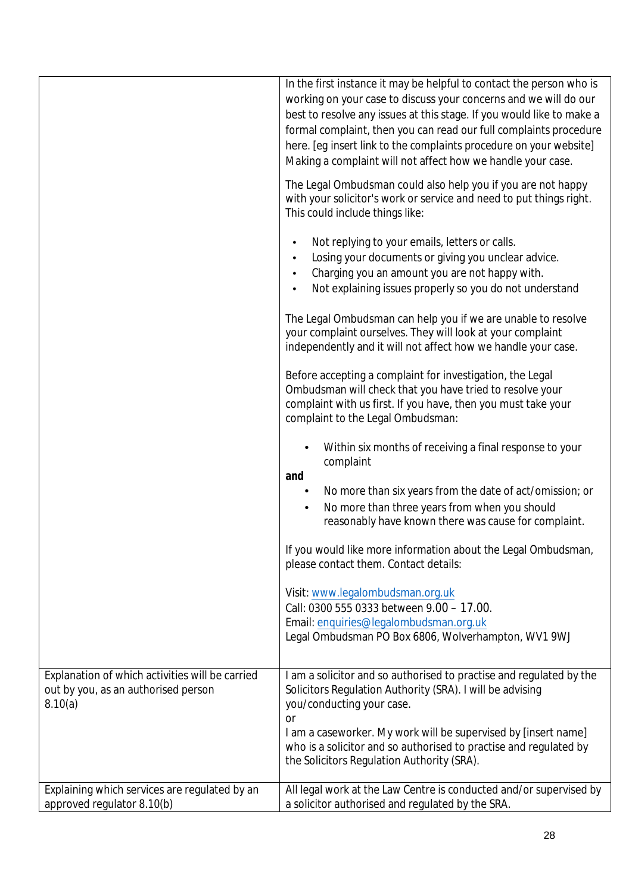| | |
|---|---|
| | In the first instance it may be helpful to contact the person who is working on your case to discuss your concerns and we will do our best to resolve any issues at this stage. If you would like to make a formal complaint, then you can read our full complaints procedure here. [eg insert link to the complaints procedure on your website] Making a complaint will not affect how we handle your case.<br><br>The Legal Ombudsman could also help you if you are not happy with your solicitor's work or service and need to put things right. This could include things like:<br><br>• Not replying to your emails, letters or calls.<br>• Losing your documents or giving you unclear advice.<br>• Charging you an amount you are not happy with.<br>• Not explaining issues properly so you do not understand<br><br>The Legal Ombudsman can help you if we are unable to resolve your complaint ourselves. They will look at your complaint independently and it will not affect how we handle your case.<br><br>Before accepting a complaint for investigation, the Legal Ombudsman will check that you have tried to resolve your complaint with us first. If you have, then you must take your complaint to the Legal Ombudsman:<br><br>• Within six months of receiving a final response to your complaint<br>**and**<br>• No more than six years from the date of act/omission; or<br>• No more than three years from when you should reasonably have known there was cause for complaint.<br><br>If you would like more information about the Legal Ombudsman, please contact them. Contact details:<br><br>Visit: www.legalombudsman.org.uk<br>Call: 0300 555 0333 between 9.00 – 17.00.<br>Email: enquiries@legalombudsman.org.uk<br>Legal Ombudsman PO Box 6806, Wolverhampton, WV1 9WJ |
| Explanation of which activities will be carried out by you, as an authorised person 8.10(a) | I am a solicitor and so authorised to practise and regulated by the Solicitors Regulation Authority (SRA). I will be advising you/conducting your case.<br>or<br>I am a caseworker. My work will be supervised by [insert name] who is a solicitor and so authorised to practise and regulated by the Solicitors Regulation Authority (SRA). |
| Explaining which services are regulated by an approved regulator 8.10(b) | All legal work at the Law Centre is conducted and/or supervised by a solicitor authorised and regulated by the SRA. |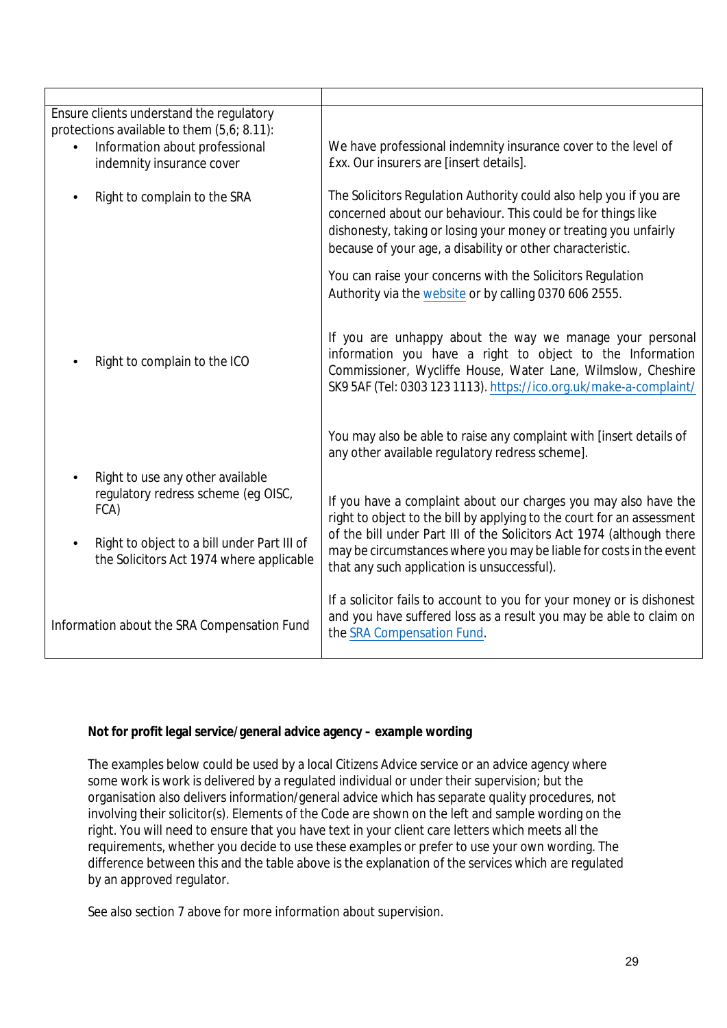| | |
|---|---|
| Ensure clients understand the regulatory protections available to them (5,6; 8.11):<br>• Information about professional indemnity insurance cover | We have professional indemnity insurance cover to the level of £xx. Our insurers are [insert details]. |
| • Right to complain to the SRA | The Solicitors Regulation Authority could also help you if you are concerned about our behaviour. This could be for things like dishonesty, taking or losing your money or treating you unfairly because of your age, a disability or other characteristic.<br><br>You can raise your concerns with the Solicitors Regulation Authority via the website or by calling 0370 606 2555. |
| • Right to complain to the ICO | If you are unhappy about the way we manage your personal information you have a right to object to the Information Commissioner, Wycliffe House, Water Lane, Wilmslow, Cheshire SK9 5AF (Tel: 0303 123 1113). https://ico.org.uk/make-a-complaint/ |
| • Right to use any other available regulatory redress scheme (eg OISC, FCA) | You may also be able to raise any complaint with [insert details of any other available regulatory redress scheme]. |
| • Right to object to a bill under Part III of the Solicitors Act 1974 where applicable | If you have a complaint about our charges you may also have the right to object to the bill by applying to the court for an assessment of the bill under Part III of the Solicitors Act 1974 (although there may be circumstances where you may be liable for costs in the event that any such application is unsuccessful). |
| Information about the SRA Compensation Fund | If a solicitor fails to account to you for your money or is dishonest and you have suffered loss as a result you may be able to claim on the SRA Compensation Fund. |

**Not for profit legal service/general advice agency – example wording**

The examples below could be used by a local Citizens Advice service or an advice agency where some work is work is delivered by a regulated individual or under their supervision; but the organisation also delivers information/general advice which has separate quality procedures, not involving their solicitor(s). Elements of the Code are shown on the left and sample wording on the right. You will need to ensure that you have text in your client care letters which meets all the requirements, whether you decide to use these examples or prefer to use your own wording. The difference between this and the table above is the explanation of the services which are regulated by an approved regulator.

See also section 7 above for more information about supervision.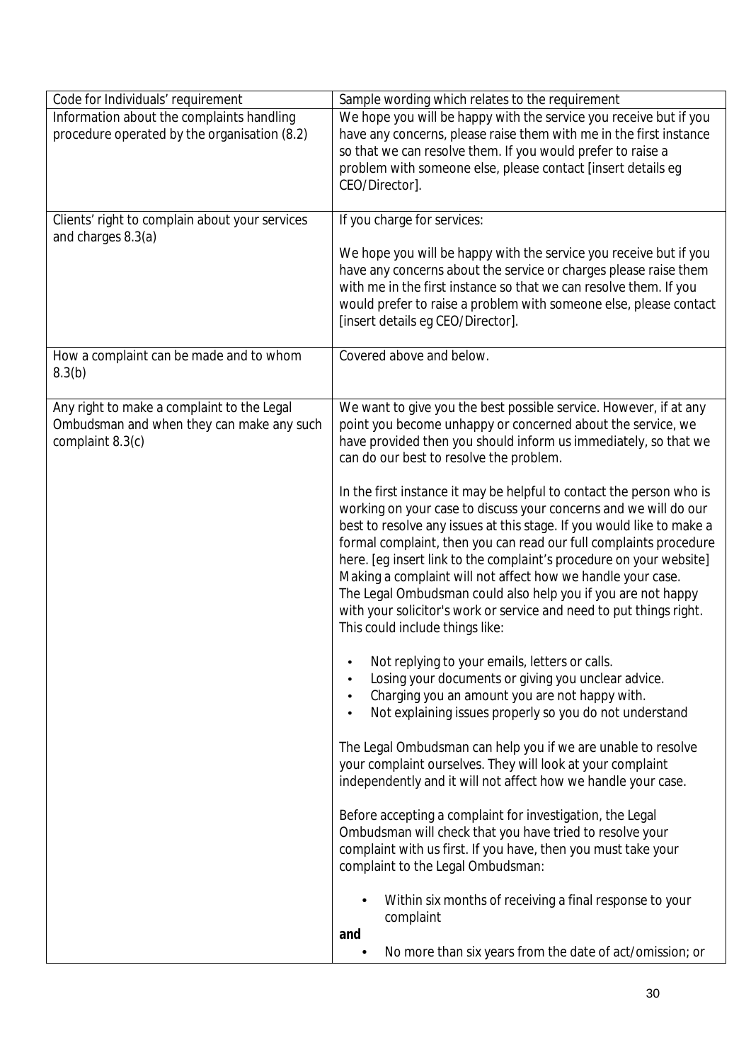| Code for Individuals' requirement | Sample wording which relates to the requirement |
| --- | --- |
| Information about the complaints handling procedure operated by the organisation (8.2) | We hope you will be happy with the service you receive but if you have any concerns, please raise them with me in the first instance so that we can resolve them. If you would prefer to raise a problem with someone else, please contact [insert details eg CEO/Director]. |
| Clients' right to complain about your services and charges 8.3(a) | If you charge for services:<br><br>We hope you will be happy with the service you receive but if you have any concerns about the service or charges please raise them with me in the first instance so that we can resolve them. If you would prefer to raise a problem with someone else, please contact [insert details eg CEO/Director]. |
| How a complaint can be made and to whom 8.3(b) | Covered above and below. |
| Any right to make a complaint to the Legal Ombudsman and when they can make any such complaint 8.3(c) | We want to give you the best possible service. However, if at any point you become unhappy or concerned about the service, we have provided then you should inform us immediately, so that we can do our best to resolve the problem.<br><br>In the first instance it may be helpful to contact the person who is working on your case to discuss your concerns and we will do our best to resolve any issues at this stage. If you would like to make a formal complaint, then you can read our full complaints procedure here. [eg insert link to the complaint's procedure on your website] Making a complaint will not affect how we handle your case. The Legal Ombudsman could also help you if you are not happy with your solicitor's work or service and need to put things right. This could include things like:<br><br>• Not replying to your emails, letters or calls.<br>• Losing your documents or giving you unclear advice.<br>• Charging you an amount you are not happy with.<br>• Not explaining issues properly so you do not understand<br><br>The Legal Ombudsman can help you if we are unable to resolve your complaint ourselves. They will look at your complaint independently and it will not affect how we handle your case.<br><br>Before accepting a complaint for investigation, the Legal Ombudsman will check that you have tried to resolve your complaint with us first. If you have, then you must take your complaint to the Legal Ombudsman:<br><br>• Within six months of receiving a final response to your complaint<br>**and**<br>• No more than six years from the date of act/omission; or |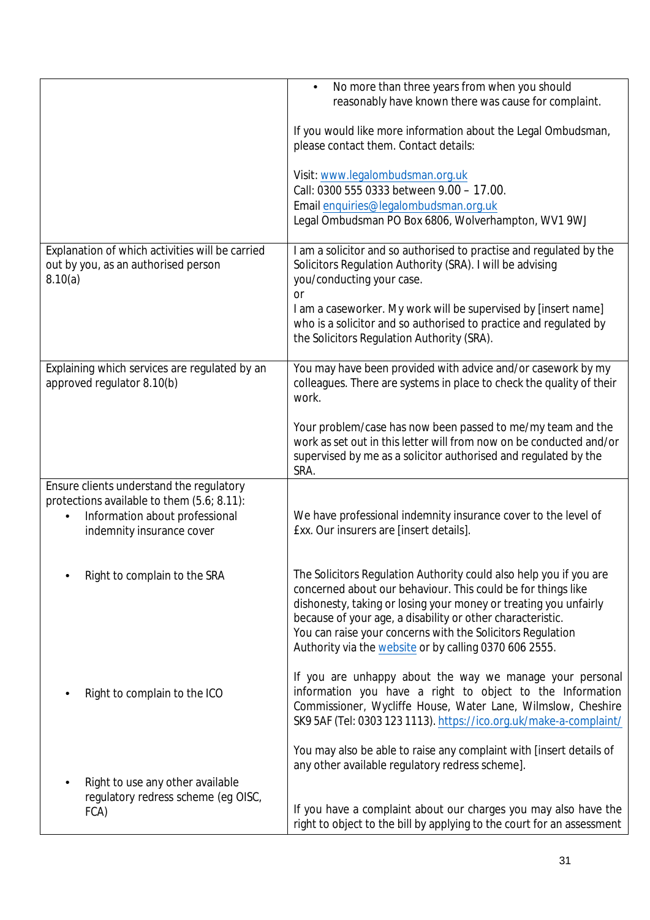| | |
|---|---|
| | • No more than three years from when you should reasonably have known there was cause for complaint.<br><br>If you would like more information about the Legal Ombudsman, please contact them. Contact details:<br><br>Visit: www.legalombudsman.org.uk<br>Call: 0300 555 0333 between 9.00 – 17.00.<br>Email enquiries@legalombudsman.org.uk<br>Legal Ombudsman PO Box 6806, Wolverhampton, WV1 9WJ |
| Explanation of which activities will be carried out by you, as an authorised person 8.10(a) | I am a solicitor and so authorised to practise and regulated by the Solicitors Regulation Authority (SRA). I will be advising you/conducting your case.<br>or<br>I am a caseworker. My work will be supervised by [insert name] who is a solicitor and so authorised to practice and regulated by the Solicitors Regulation Authority (SRA). |
| Explaining which services are regulated by an approved regulator 8.10(b) | You may have been provided with advice and/or casework by my colleagues. There are systems in place to check the quality of their work.<br><br>Your problem/case has now been passed to me/my team and the work as set out in this letter will from now on be conducted and/or supervised by me as a solicitor authorised and regulated by the SRA. |
| Ensure clients understand the regulatory protections available to them (5.6; 8.11):<br>• Information about professional indemnity insurance cover<br><br>• Right to complain to the SRA<br><br>• Right to complain to the ICO<br><br>• Right to use any other available regulatory redress scheme (eg OISC, FCA) | We have professional indemnity insurance cover to the level of £xx. Our insurers are [insert details].<br><br>The Solicitors Regulation Authority could also help you if you are concerned about our behaviour. This could be for things like dishonesty, taking or losing your money or treating you unfairly because of your age, a disability or other characteristic.<br>You can raise your concerns with the Solicitors Regulation Authority via the website or by calling 0370 606 2555.<br><br>If you are unhappy about the way we manage your personal information you have a right to object to the Information Commissioner, Wycliffe House, Water Lane, Wilmslow, Cheshire SK9 5AF (Tel: 0303 123 1113). https://ico.org.uk/make-a-complaint/<br><br>You may also be able to raise any complaint with [insert details of any other available regulatory redress scheme].<br><br>If you have a complaint about our charges you may also have the right to object to the bill by applying to the court for an assessment |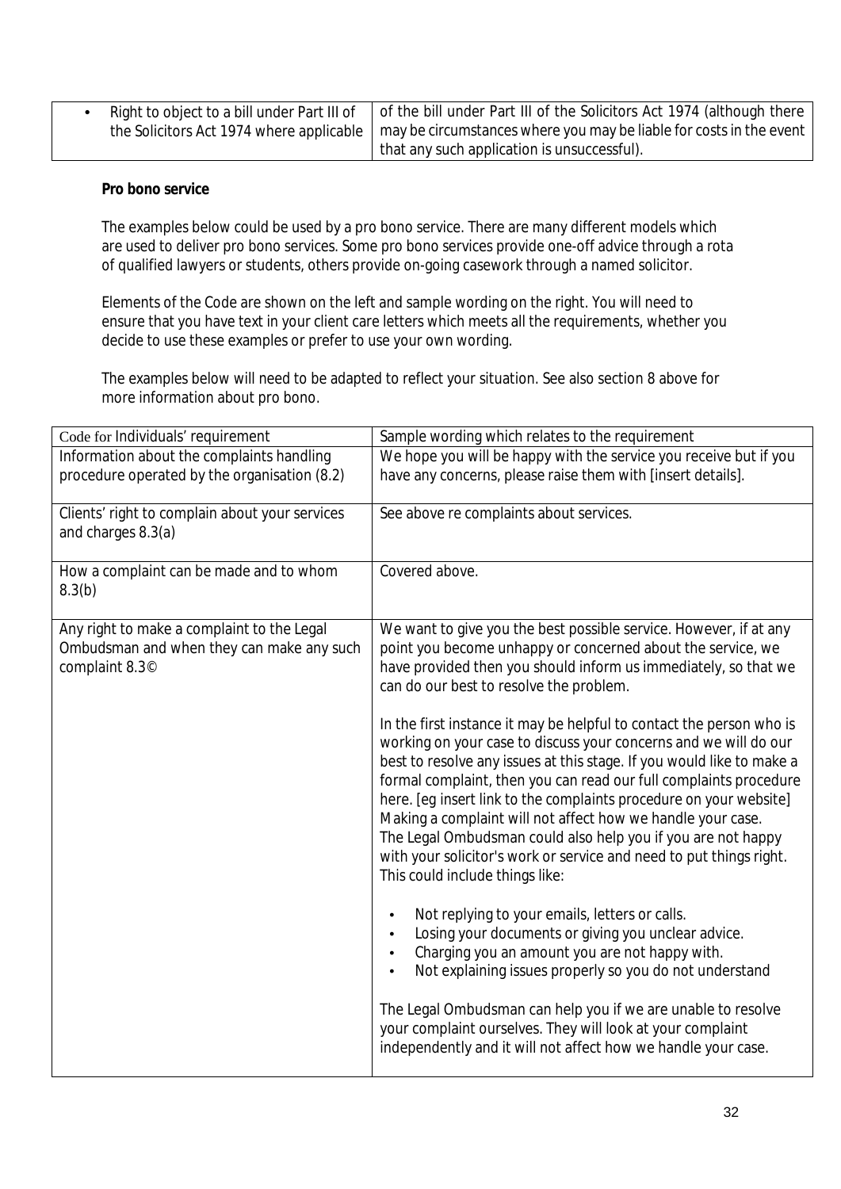| | |
|---|---|
| • Right to object to a bill under Part III of the Solicitors Act 1974 where applicable | of the bill under Part III of the Solicitors Act 1974 (although there may be circumstances where you may be liable for costs in the event that any such application is unsuccessful). |

**Pro bono service**

The examples below could be used by a pro bono service. There are many different models which are used to deliver pro bono services. Some pro bono services provide one-off advice through a rota of qualified lawyers or students, others provide on-going casework through a named solicitor.

Elements of the Code are shown on the left and sample wording on the right. You will need to ensure that you have text in your client care letters which meets all the requirements, whether you decide to use these examples or prefer to use your own wording.

The examples below will need to be adapted to reflect your situation. See also section 8 above for more information about pro bono.

| Code for Individuals' requirement | Sample wording which relates to the requirement |
|---|---|
| Information about the complaints handling procedure operated by the organisation (8.2) | We hope you will be happy with the service you receive but if you have any concerns, please raise them with [insert details]. |
| Clients' right to complain about your services and charges 8.3(a) | See above re complaints about services. |
| How a complaint can be made and to whom 8.3(b) | Covered above. |
| Any right to make a complaint to the Legal Ombudsman and when they can make any such complaint 8.3© | We want to give you the best possible service. However, if at any point you become unhappy or concerned about the service, we have provided then you should inform us immediately, so that we can do our best to resolve the problem.<br><br>In the first instance it may be helpful to contact the person who is working on your case to discuss your concerns and we will do our best to resolve any issues at this stage. If you would like to make a formal complaint, then you can read our full complaints procedure here. [eg insert link to the complaints procedure on your website] Making a complaint will not affect how we handle your case. The Legal Ombudsman could also help you if you are not happy with your solicitor's work or service and need to put things right. This could include things like:<br><br>• Not replying to your emails, letters or calls.<br>• Losing your documents or giving you unclear advice.<br>• Charging you an amount you are not happy with.<br>• Not explaining issues properly so you do not understand<br><br>The Legal Ombudsman can help you if we are unable to resolve your complaint ourselves. They will look at your complaint independently and it will not affect how we handle your case. |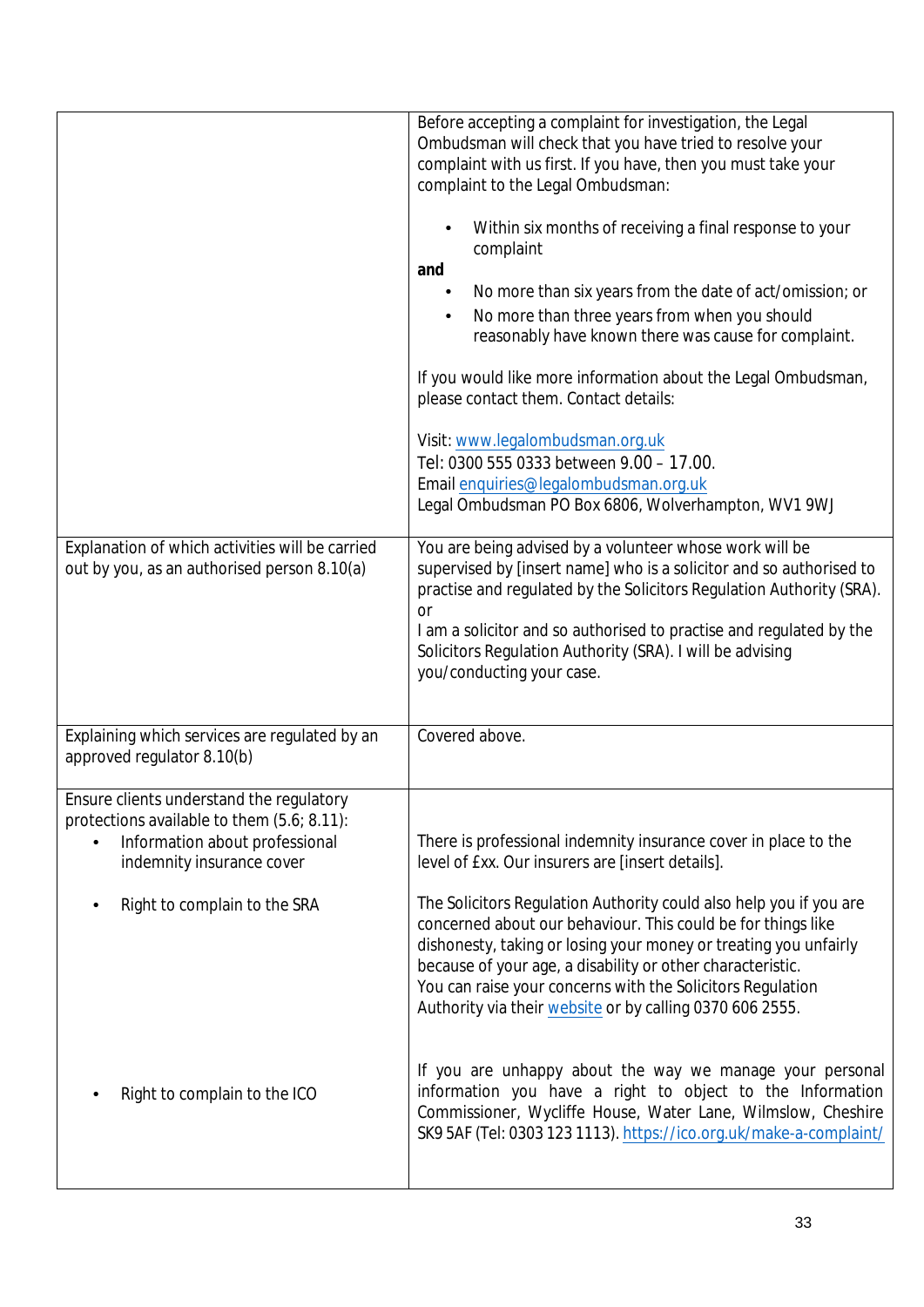| | |
|---|---|
| | Before accepting a complaint for investigation, the Legal Ombudsman will check that you have tried to resolve your complaint with us first. If you have, then you must take your complaint to the Legal Ombudsman:<br><br>• Within six months of receiving a final response to your complaint<br>**and**<br>• No more than six years from the date of act/omission; or<br>• No more than three years from when you should reasonably have known there was cause for complaint.<br><br>If you would like more information about the Legal Ombudsman, please contact them. Contact details:<br><br>Visit: [www.legalombudsman.org.uk](http://www.legalombudsman.org.uk)<br>Tel: 0300 555 0333 between 9.00 – 17.00.<br>Email [enquiries@legalombudsman.org.uk](mailto:enquiries@legalombudsman.org.uk)<br>Legal Ombudsman PO Box 6806, Wolverhampton, WV1 9WJ |
| Explanation of which activities will be carried out by you, as an authorised person 8.10(a) | You are being advised by a volunteer whose work will be supervised by [insert name] who is a solicitor and so authorised to practise and regulated by the Solicitors Regulation Authority (SRA).<br>or<br>I am a solicitor and so authorised to practise and regulated by the Solicitors Regulation Authority (SRA). I will be advising you/conducting your case. |
| Explaining which services are regulated by an approved regulator 8.10(b) | Covered above. |
| Ensure clients understand the regulatory protections available to them (5.6; 8.11):<br>• Information about professional indemnity insurance cover | There is professional indemnity insurance cover in place to the level of £xx. Our insurers are [insert details]. |
| • Right to complain to the SRA | The Solicitors Regulation Authority could also help you if you are concerned about our behaviour. This could be for things like dishonesty, taking or losing your money or treating you unfairly because of your age, a disability or other characteristic.<br>You can raise your concerns with the Solicitors Regulation Authority via their website or by calling 0370 606 2555. |
| • Right to complain to the ICO | If you are unhappy about the way we manage your personal information you have a right to object to the Information Commissioner, Wycliffe House, Water Lane, Wilmslow, Cheshire SK9 5AF (Tel: 0303 123 1113). [https://ico.org.uk/make-a-complaint/](https://ico.org.uk/make-a-complaint/) |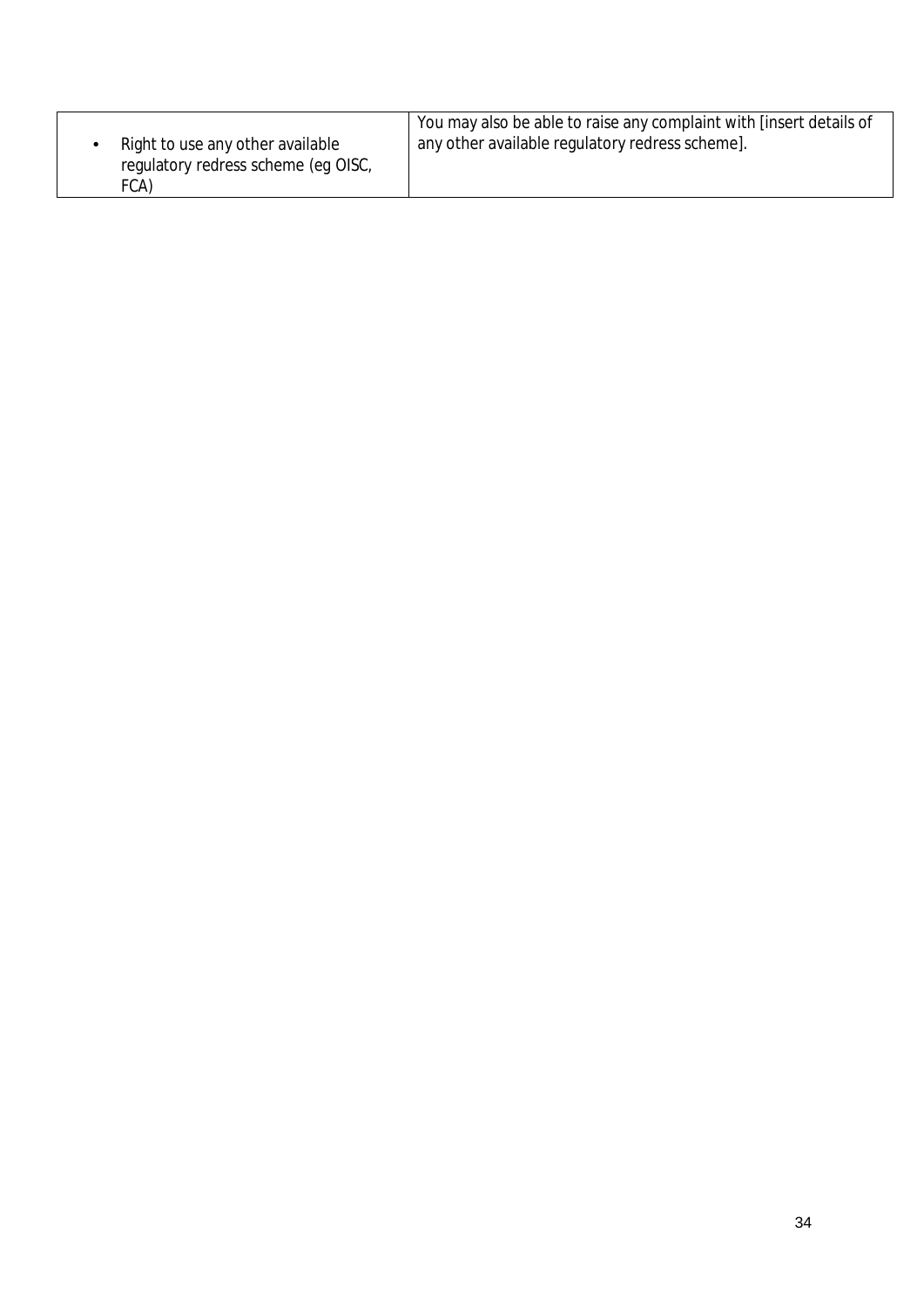| | |
|---|---|
| • Right to use any other available regulatory redress scheme (eg OISC, FCA) | You may also be able to raise any complaint with [insert details of any other available regulatory redress scheme]. |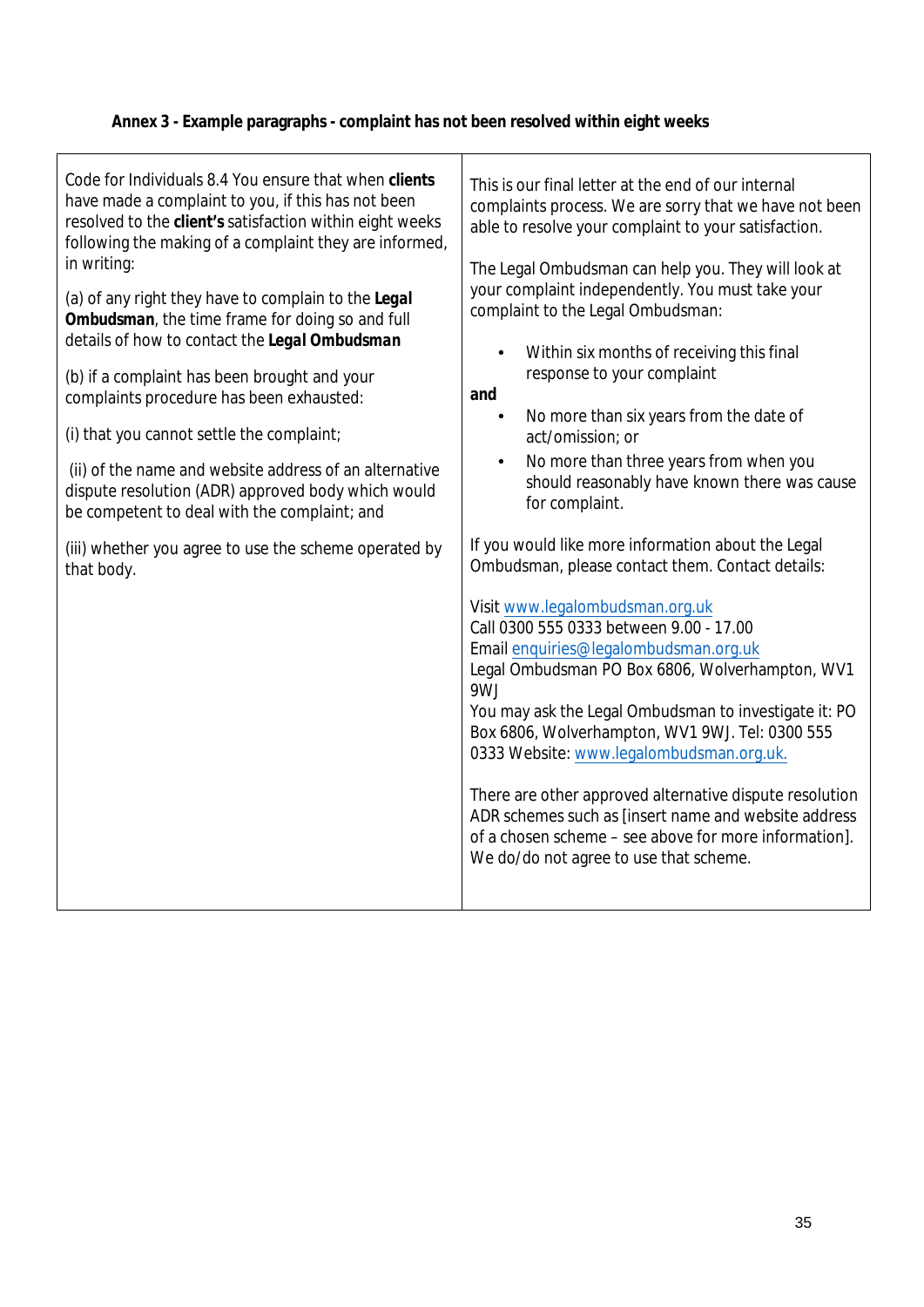**Annex 3 - Example paragraphs - complaint has not been resolved within eight weeks**

| | |
|---|---|
| Code for Individuals 8.4 You ensure that when **clients** have made a complaint to you, if this has not been resolved to the **client's** satisfaction within eight weeks following the making of a complaint they are informed, in writing:<br><br>(a) of any right they have to complain to the ***Legal Ombudsman***, the time frame for doing so and full details of how to contact the ***Legal Ombudsman***<br><br>(b) if a complaint has been brought and your complaints procedure has been exhausted:<br><br>(i) that you cannot settle the complaint;<br><br>(ii) of the name and website address of an alternative dispute resolution (ADR) approved body which would be competent to deal with the complaint; and<br><br>(iii) whether you agree to use the scheme operated by that body. | This is our final letter at the end of our internal complaints process. We are sorry that we have not been able to resolve your complaint to your satisfaction.<br><br>The Legal Ombudsman can help you. They will look at your complaint independently. You must take your complaint to the Legal Ombudsman:<br><br>• Within six months of receiving this final response to your complaint<br><br>**and**<br><br>• No more than six years from the date of act/omission; or<br>• No more than three years from when you should reasonably have known there was cause for complaint.<br><br>If you would like more information about the Legal Ombudsman, please contact them. Contact details:<br><br>Visit www.legalombudsman.org.uk<br>Call 0300 555 0333 between 9.00 - 17.00<br>Email enquiries@legalombudsman.org.uk<br>Legal Ombudsman PO Box 6806, Wolverhampton, WV1 9WJ<br>You may ask the Legal Ombudsman to investigate it: PO Box 6806, Wolverhampton, WV1 9WJ. Tel: 0300 555 0333 Website: www.legalombudsman.org.uk.<br><br>There are other approved alternative dispute resolution ADR schemes such as [insert name and website address of a chosen scheme – see above for more information]. We do/do not agree to use that scheme. |